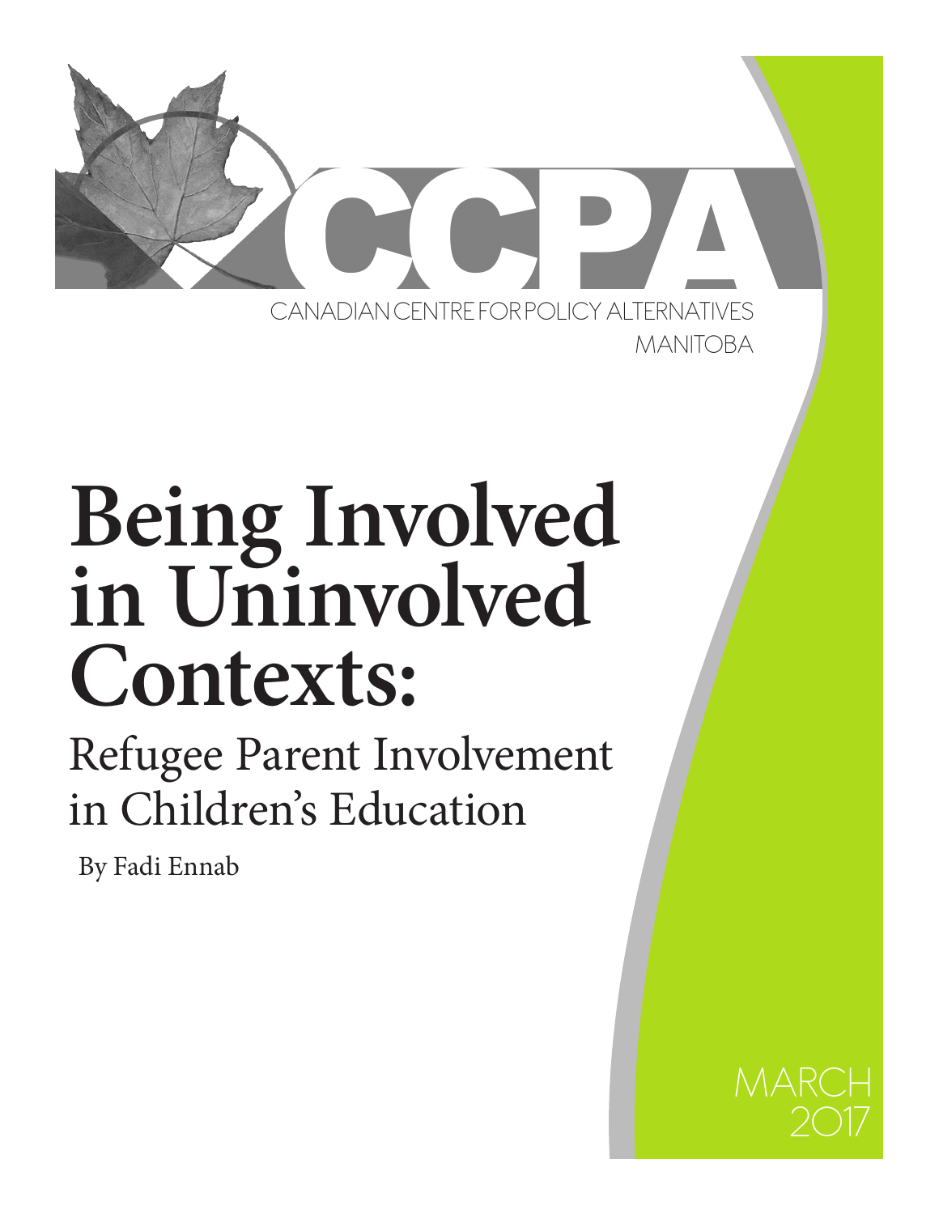CCPA

CANADIAN CENTRE FOR POLICY ALTERNATIVES
MANITOBA

# Being Involved in Uninvolved Contexts:

## Refugee Parent Involvement in Children's Education

By Fadi Ennab

MARCH 2017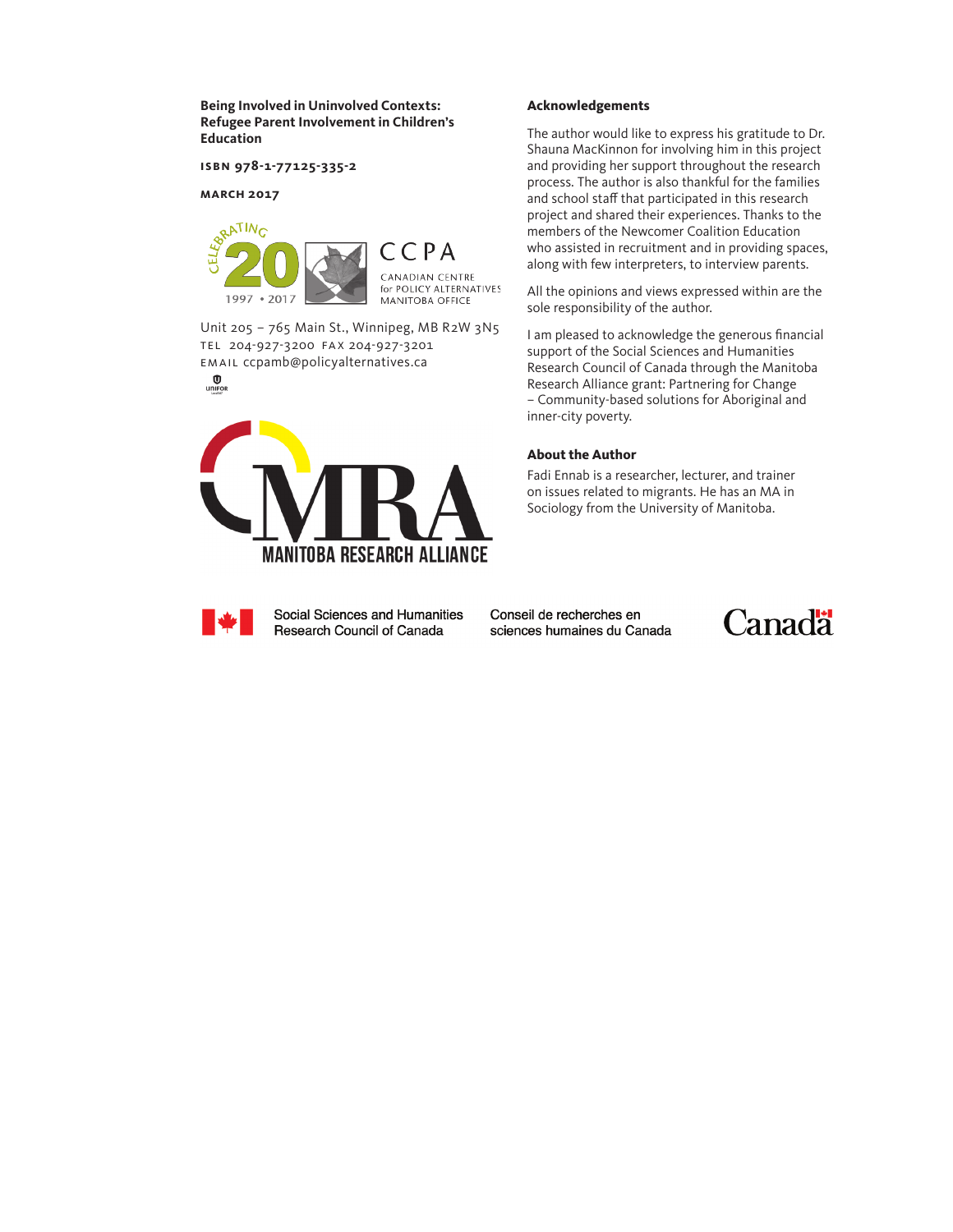**Being Involved in Uninvolved Contexts: Refugee Parent Involvement in Children's Education**

ISBN 978-1-77125-335-2

MARCH 2017

CCPA
CANADIAN CENTRE for POLICY ALTERNATIVES
MANITOBA OFFICE

CELEBRATING 20 1997 • 2017

Unit 205 – 765 Main St., Winnipeg, MB R2W 3N5
TEL 204-927-3200 FAX 204-927-3201
EMAIL ccpamb@policyalternatives.ca

MANITOBA RESEARCH ALLIANCE

**Acknowledgements**

The author would like to express his gratitude to Dr. Shauna MacKinnon for involving him in this project and providing her support throughout the research process. The author is also thankful for the families and school staff that participated in this research project and shared their experiences. Thanks to the members of the Newcomer Coalition Education who assisted in recruitment and in providing spaces, along with few interpreters, to interview parents.

All the opinions and views expressed within are the sole responsibility of the author.

I am pleased to acknowledge the generous financial support of the Social Sciences and Humanities Research Council of Canada through the Manitoba Research Alliance grant: Partnering for Change – Community-based solutions for Aboriginal and inner-city poverty.

**About the Author**

Fadi Ennab is a researcher, lecturer, and trainer on issues related to migrants. He has an MA in Sociology from the University of Manitoba.

Social Sciences and Humanities Research Council of Canada

Conseil de recherches en sciences humaines du Canada

Canada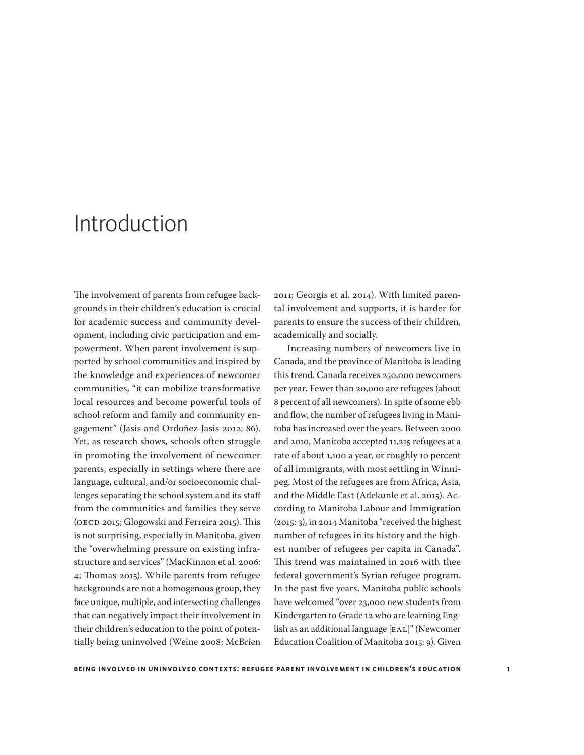# Introduction

The involvement of parents from refugee backgrounds in their children's education is crucial for academic success and community development, including civic participation and empowerment. When parent involvement is supported by school communities and inspired by the knowledge and experiences of newcomer communities, "it can mobilize transformative local resources and become powerful tools of school reform and family and community engagement" (Jasis and Ordoñez-Jasis 2012: 86). Yet, as research shows, schools often struggle in promoting the involvement of newcomer parents, especially in settings where there are language, cultural, and/or socioeconomic challenges separating the school system and its staff from the communities and families they serve (OECD 2015; Glogowski and Ferreira 2015). This is not surprising, especially in Manitoba, given the "overwhelming pressure on existing infrastructure and services" (MacKinnon et al. 2006: 4; Thomas 2015). While parents from refugee backgrounds are not a homogenous group, they face unique, multiple, and intersecting challenges that can negatively impact their involvement in their children's education to the point of potentially being uninvolved (Weine 2008; McBrien 2011; Georgis et al. 2014). With limited parental involvement and supports, it is harder for parents to ensure the success of their children, academically and socially.

Increasing numbers of newcomers live in Canada, and the province of Manitoba is leading this trend. Canada receives 250,000 newcomers per year. Fewer than 20,000 are refugees (about 8 percent of all newcomers). In spite of some ebb and flow, the number of refugees living in Manitoba has increased over the years. Between 2000 and 2010, Manitoba accepted 11,215 refugees at a rate of about 1,100 a year, or roughly 10 percent of all immigrants, with most settling in Winnipeg. Most of the refugees are from Africa, Asia, and the Middle East (Adekunle et al. 2015). According to Manitoba Labour and Immigration (2015: 3), in 2014 Manitoba "received the highest number of refugees in its history and the highest number of refugees per capita in Canada". This trend was maintained in 2016 with thee federal government's Syrian refugee program. In the past five years, Manitoba public schools have welcomed "over 23,000 new students from Kindergarten to Grade 12 who are learning English as an additional language [EAL]" (Newcomer Education Coalition of Manitoba 2015: 9). Given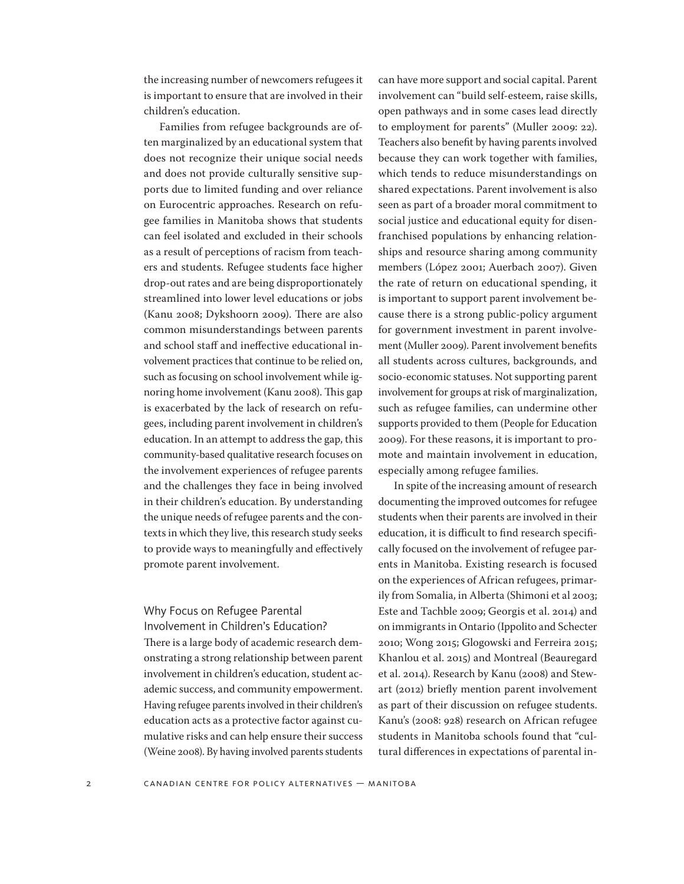the increasing number of newcomers refugees it is important to ensure that are involved in their children's education.

Families from refugee backgrounds are often marginalized by an educational system that does not recognize their unique social needs and does not provide culturally sensitive supports due to limited funding and over reliance on Eurocentric approaches. Research on refugee families in Manitoba shows that students can feel isolated and excluded in their schools as a result of perceptions of racism from teachers and students. Refugee students face higher drop-out rates and are being disproportionately streamlined into lower level educations or jobs (Kanu 2008; Dykshoorn 2009). There are also common misunderstandings between parents and school staff and ineffective educational involvement practices that continue to be relied on, such as focusing on school involvement while ignoring home involvement (Kanu 2008). This gap is exacerbated by the lack of research on refugees, including parent involvement in children's education. In an attempt to address the gap, this community-based qualitative research focuses on the involvement experiences of refugee parents and the challenges they face in being involved in their children's education. By understanding the unique needs of refugee parents and the contexts in which they live, this research study seeks to provide ways to meaningfully and effectively promote parent involvement.

## Why Focus on Refugee Parental Involvement in Children's Education?

There is a large body of academic research demonstrating a strong relationship between parent involvement in children's education, student academic success, and community empowerment. Having refugee parents involved in their children's education acts as a protective factor against cumulative risks and can help ensure their success (Weine 2008). By having involved parents students can have more support and social capital. Parent involvement can "build self-esteem, raise skills, open pathways and in some cases lead directly to employment for parents" (Muller 2009: 22). Teachers also benefit by having parents involved because they can work together with families, which tends to reduce misunderstandings on shared expectations. Parent involvement is also seen as part of a broader moral commitment to social justice and educational equity for disenfranchised populations by enhancing relationships and resource sharing among community members (López 2001; Auerbach 2007). Given the rate of return on educational spending, it is important to support parent involvement because there is a strong public-policy argument for government investment in parent involvement (Muller 2009). Parent involvement benefits all students across cultures, backgrounds, and socio-economic statuses. Not supporting parent involvement for groups at risk of marginalization, such as refugee families, can undermine other supports provided to them (People for Education 2009). For these reasons, it is important to promote and maintain involvement in education, especially among refugee families.

In spite of the increasing amount of research documenting the improved outcomes for refugee students when their parents are involved in their education, it is difficult to find research specifically focused on the involvement of refugee parents in Manitoba. Existing research is focused on the experiences of African refugees, primarily from Somalia, in Alberta (Shimoni et al 2003; Este and Tachble 2009; Georgis et al. 2014) and on immigrants in Ontario (Ippolito and Schecter 2010; Wong 2015; Glogowski and Ferreira 2015; Khanlou et al. 2015) and Montreal (Beauregard et al. 2014). Research by Kanu (2008) and Stewart (2012) briefly mention parent involvement as part of their discussion on refugee students. Kanu's (2008: 928) research on African refugee students in Manitoba schools found that "cultural differences in expectations of parental in-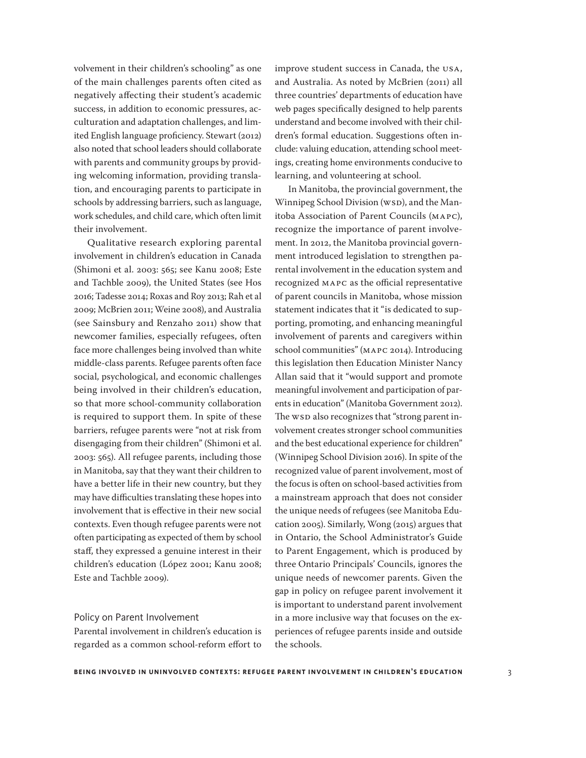volvement in their children's schooling" as one of the main challenges parents often cited as negatively affecting their student's academic success, in addition to economic pressures, acculturation and adaptation challenges, and limited English language proficiency. Stewart (2012) also noted that school leaders should collaborate with parents and community groups by providing welcoming information, providing translation, and encouraging parents to participate in schools by addressing barriers, such as language, work schedules, and child care, which often limit their involvement.

Qualitative research exploring parental involvement in children's education in Canada (Shimoni et al. 2003: 565; see Kanu 2008; Este and Tachble 2009), the United States (see Hos 2016; Tadesse 2014; Roxas and Roy 2013; Rah et al 2009; McBrien 2011; Weine 2008), and Australia (see Sainsbury and Renzaho 2011) show that newcomer families, especially refugees, often face more challenges being involved than white middle-class parents. Refugee parents often face social, psychological, and economic challenges being involved in their children's education, so that more school-community collaboration is required to support them. In spite of these barriers, refugee parents were "not at risk from disengaging from their children" (Shimoni et al. 2003: 565). All refugee parents, including those in Manitoba, say that they want their children to have a better life in their new country, but they may have difficulties translating these hopes into involvement that is effective in their new social contexts. Even though refugee parents were not often participating as expected of them by school staff, they expressed a genuine interest in their children's education (López 2001; Kanu 2008; Este and Tachble 2009).

## Policy on Parent Involvement

Parental involvement in children's education is regarded as a common school-reform effort to improve student success in Canada, the USA, and Australia. As noted by McBrien (2011) all three countries' departments of education have web pages specifically designed to help parents understand and become involved with their children's formal education. Suggestions often include: valuing education, attending school meetings, creating home environments conducive to learning, and volunteering at school.

In Manitoba, the provincial government, the Winnipeg School Division (WSD), and the Manitoba Association of Parent Councils (MAPC), recognize the importance of parent involvement. In 2012, the Manitoba provincial government introduced legislation to strengthen parental involvement in the education system and recognized MAPC as the official representative of parent councils in Manitoba, whose mission statement indicates that it "is dedicated to supporting, promoting, and enhancing meaningful involvement of parents and caregivers within school communities" (MAPC 2014). Introducing this legislation then Education Minister Nancy Allan said that it "would support and promote meaningful involvement and participation of parents in education" (Manitoba Government 2012). The WSD also recognizes that "strong parent involvement creates stronger school communities and the best educational experience for children" (Winnipeg School Division 2016). In spite of the recognized value of parent involvement, most of the focus is often on school-based activities from a mainstream approach that does not consider the unique needs of refugees (see Manitoba Education 2005). Similarly, Wong (2015) argues that in Ontario, the School Administrator's Guide to Parent Engagement, which is produced by three Ontario Principals' Councils, ignores the unique needs of newcomer parents. Given the gap in policy on refugee parent involvement it is important to understand parent involvement in a more inclusive way that focuses on the experiences of refugee parents inside and outside the schools.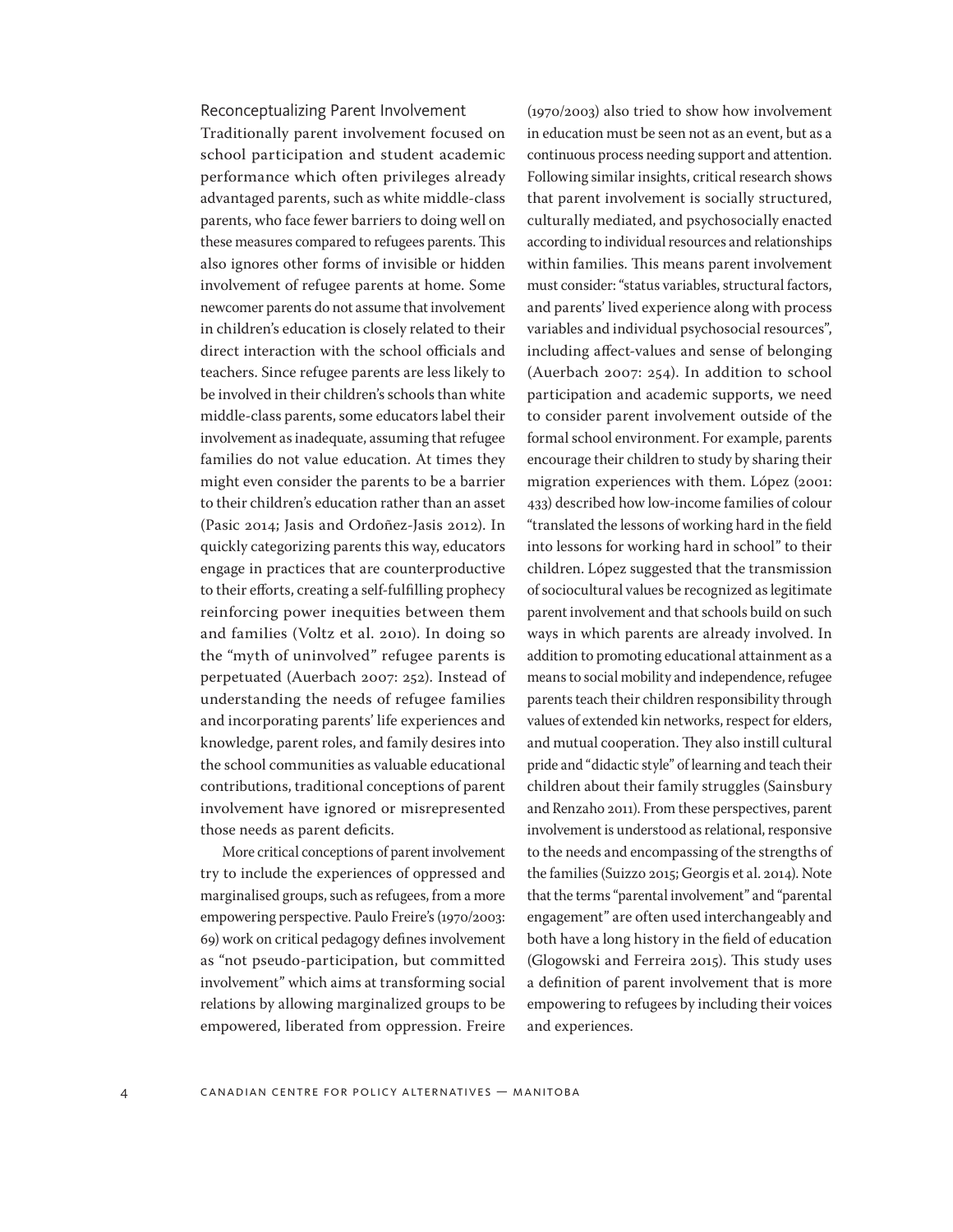## Reconceptualizing Parent Involvement

Traditionally parent involvement focused on school participation and student academic performance which often privileges already advantaged parents, such as white middle-class parents, who face fewer barriers to doing well on these measures compared to refugees parents. This also ignores other forms of invisible or hidden involvement of refugee parents at home. Some newcomer parents do not assume that involvement in children's education is closely related to their direct interaction with the school officials and teachers. Since refugee parents are less likely to be involved in their children's schools than white middle-class parents, some educators label their involvement as inadequate, assuming that refugee families do not value education. At times they might even consider the parents to be a barrier to their children's education rather than an asset (Pasic 2014; Jasis and Ordoñez-Jasis 2012). In quickly categorizing parents this way, educators engage in practices that are counterproductive to their efforts, creating a self-fulfilling prophecy reinforcing power inequities between them and families (Voltz et al. 2010). In doing so the "myth of uninvolved" refugee parents is perpetuated (Auerbach 2007: 252). Instead of understanding the needs of refugee families and incorporating parents' life experiences and knowledge, parent roles, and family desires into the school communities as valuable educational contributions, traditional conceptions of parent involvement have ignored or misrepresented those needs as parent deficits.

More critical conceptions of parent involvement try to include the experiences of oppressed and marginalised groups, such as refugees, from a more empowering perspective. Paulo Freire's (1970/2003: 69) work on critical pedagogy defines involvement as "not pseudo-participation, but committed involvement" which aims at transforming social relations by allowing marginalized groups to be empowered, liberated from oppression. Freire (1970/2003) also tried to show how involvement in education must be seen not as an event, but as a continuous process needing support and attention. Following similar insights, critical research shows that parent involvement is socially structured, culturally mediated, and psychosocially enacted according to individual resources and relationships within families. This means parent involvement must consider: "status variables, structural factors, and parents' lived experience along with process variables and individual psychosocial resources", including affect-values and sense of belonging (Auerbach 2007: 254). In addition to school participation and academic supports, we need to consider parent involvement outside of the formal school environment. For example, parents encourage their children to study by sharing their migration experiences with them. López (2001: 433) described how low-income families of colour "translated the lessons of working hard in the field into lessons for working hard in school" to their children. López suggested that the transmission of sociocultural values be recognized as legitimate parent involvement and that schools build on such ways in which parents are already involved. In addition to promoting educational attainment as a means to social mobility and independence, refugee parents teach their children responsibility through values of extended kin networks, respect for elders, and mutual cooperation. They also instill cultural pride and "didactic style" of learning and teach their children about their family struggles (Sainsbury and Renzaho 2011). From these perspectives, parent involvement is understood as relational, responsive to the needs and encompassing of the strengths of the families (Suizzo 2015; Georgis et al. 2014). Note that the terms "parental involvement" and "parental engagement" are often used interchangeably and both have a long history in the field of education (Glogowski and Ferreira 2015). This study uses a definition of parent involvement that is more empowering to refugees by including their voices and experiences.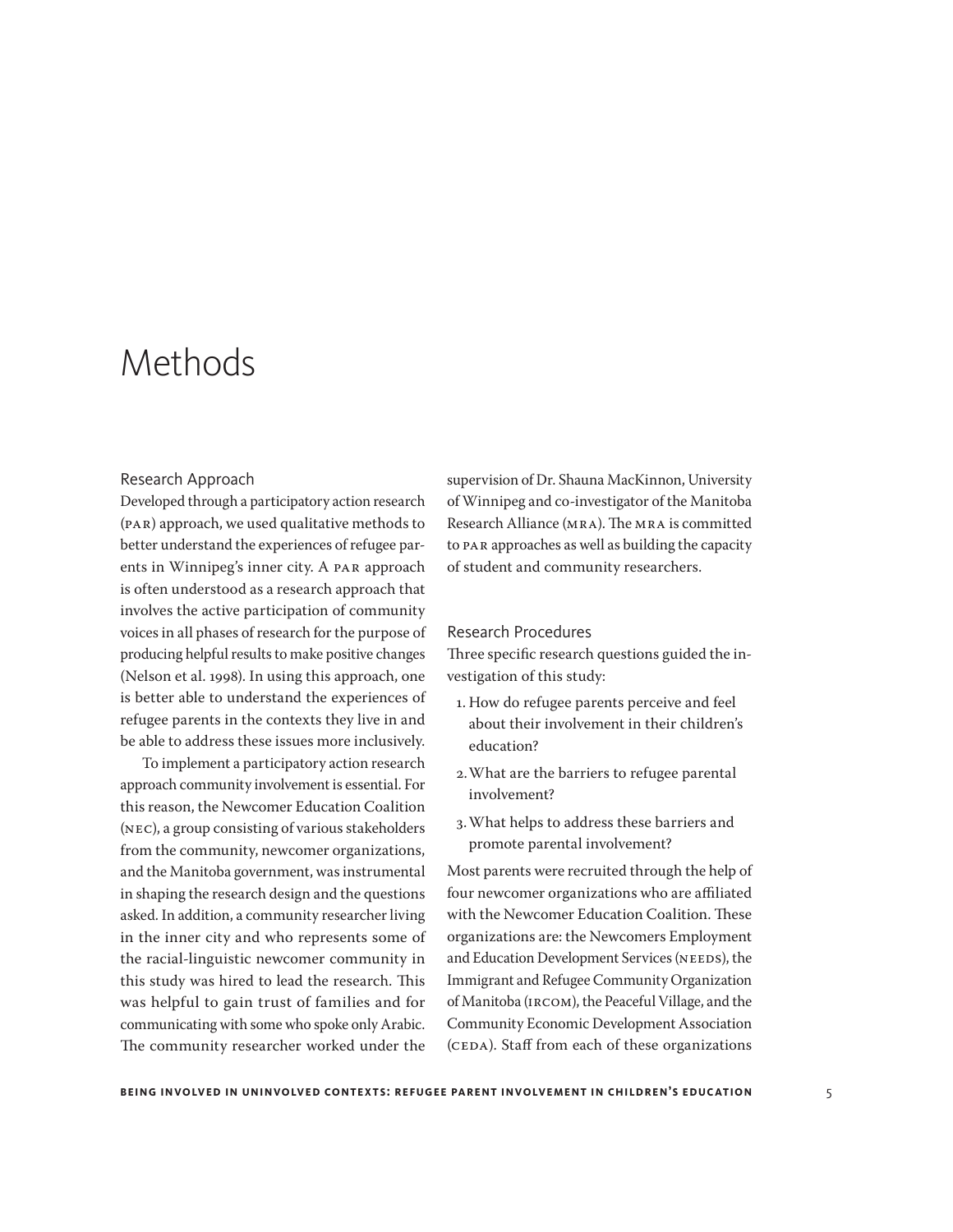# Methods

## Research Approach

Developed through a participatory action research (PAR) approach, we used qualitative methods to better understand the experiences of refugee parents in Winnipeg's inner city. A PAR approach is often understood as a research approach that involves the active participation of community voices in all phases of research for the purpose of producing helpful results to make positive changes (Nelson et al. 1998). In using this approach, one is better able to understand the experiences of refugee parents in the contexts they live in and be able to address these issues more inclusively.

To implement a participatory action research approach community involvement is essential. For this reason, the Newcomer Education Coalition (NEC), a group consisting of various stakeholders from the community, newcomer organizations, and the Manitoba government, was instrumental in shaping the research design and the questions asked. In addition, a community researcher living in the inner city and who represents some of the racial-linguistic newcomer community in this study was hired to lead the research. This was helpful to gain trust of families and for communicating with some who spoke only Arabic. The community researcher worked under the supervision of Dr. Shauna MacKinnon, University of Winnipeg and co-investigator of the Manitoba Research Alliance (MRA). The MRA is committed to PAR approaches as well as building the capacity of student and community researchers.

## Research Procedures

Three specific research questions guided the investigation of this study:

1. How do refugee parents perceive and feel about their involvement in their children's education?
2. What are the barriers to refugee parental involvement?
3. What helps to address these barriers and promote parental involvement?

Most parents were recruited through the help of four newcomer organizations who are affiliated with the Newcomer Education Coalition. These organizations are: the Newcomers Employment and Education Development Services (NEEDS), the Immigrant and Refugee Community Organization of Manitoba (IRCOM), the Peaceful Village, and the Community Economic Development Association (CEDA). Staff from each of these organizations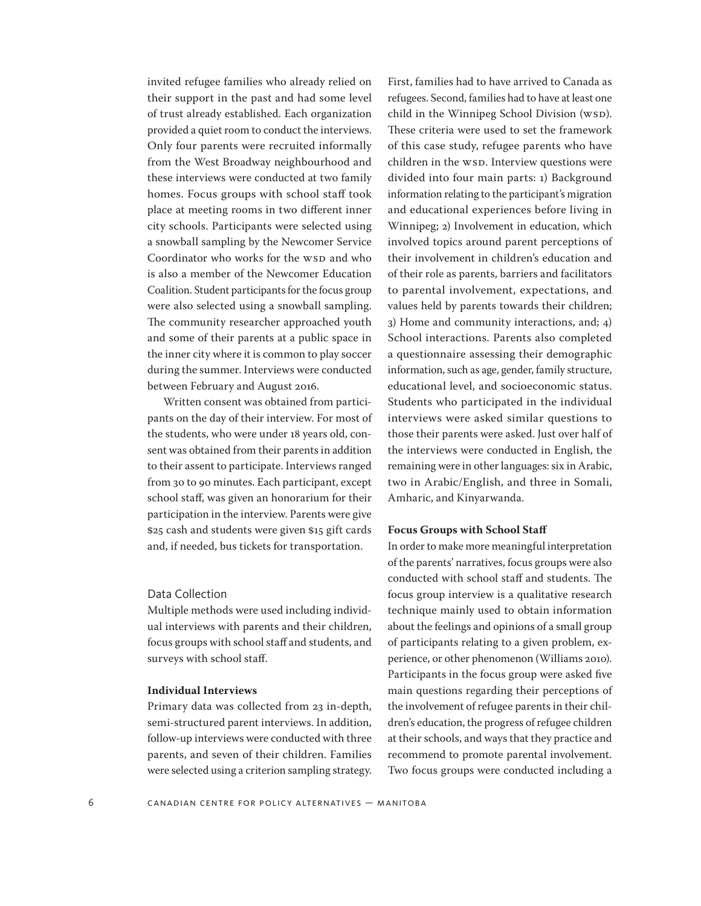invited refugee families who already relied on their support in the past and had some level of trust already established. Each organization provided a quiet room to conduct the interviews. Only four parents were recruited informally from the West Broadway neighbourhood and these interviews were conducted at two family homes. Focus groups with school staff took place at meeting rooms in two different inner city schools. Participants were selected using a snowball sampling by the Newcomer Service Coordinator who works for the WSD and who is also a member of the Newcomer Education Coalition. Student participants for the focus group were also selected using a snowball sampling. The community researcher approached youth and some of their parents at a public space in the inner city where it is common to play soccer during the summer. Interviews were conducted between February and August 2016.

Written consent was obtained from participants on the day of their interview. For most of the students, who were under 18 years old, consent was obtained from their parents in addition to their assent to participate. Interviews ranged from 30 to 90 minutes. Each participant, except school staff, was given an honorarium for their participation in the interview. Parents were give $25 cash and students were given $15 gift cards and, if needed, bus tickets for transportation.

## Data Collection

Multiple methods were used including individual interviews with parents and their children, focus groups with school staff and students, and surveys with school staff.

### Individual Interviews

Primary data was collected from 23 in-depth, semi-structured parent interviews. In addition, follow-up interviews were conducted with three parents, and seven of their children. Families were selected using a criterion sampling strategy. First, families had to have arrived to Canada as refugees. Second, families had to have at least one child in the Winnipeg School Division (WSD). These criteria were used to set the framework of this case study, refugee parents who have children in the WSD. Interview questions were divided into four main parts: 1) Background information relating to the participant's migration and educational experiences before living in Winnipeg; 2) Involvement in education, which involved topics around parent perceptions of their involvement in children's education and of their role as parents, barriers and facilitators to parental involvement, expectations, and values held by parents towards their children; 3) Home and community interactions, and; 4) School interactions. Parents also completed a questionnaire assessing their demographic information, such as age, gender, family structure, educational level, and socioeconomic status. Students who participated in the individual interviews were asked similar questions to those their parents were asked. Just over half of the interviews were conducted in English, the remaining were in other languages: six in Arabic, two in Arabic/English, and three in Somali, Amharic, and Kinyarwanda.

### Focus Groups with School Staff

In order to make more meaningful interpretation of the parents' narratives, focus groups were also conducted with school staff and students. The focus group interview is a qualitative research technique mainly used to obtain information about the feelings and opinions of a small group of participants relating to a given problem, experience, or other phenomenon (Williams 2010). Participants in the focus group were asked five main questions regarding their perceptions of the involvement of refugee parents in their children's education, the progress of refugee children at their schools, and ways that they practice and recommend to promote parental involvement. Two focus groups were conducted including a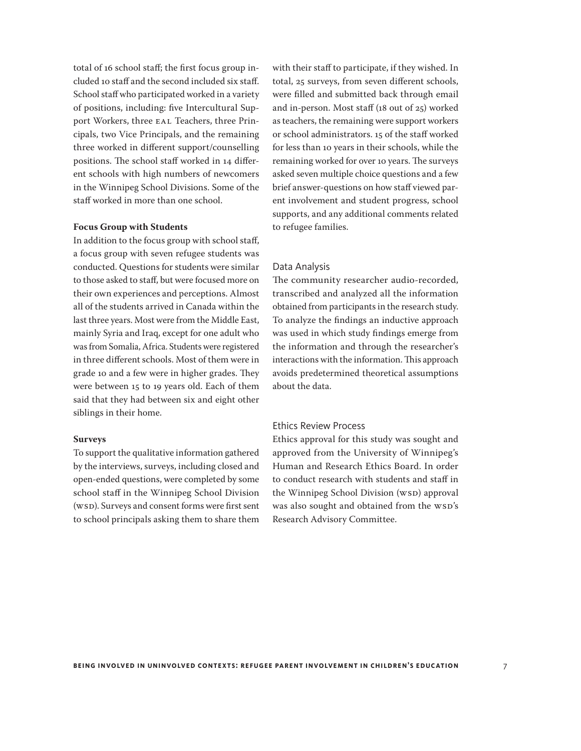total of 16 school staff; the first focus group included 10 staff and the second included six staff. School staff who participated worked in a variety of positions, including: five Intercultural Support Workers, three EAL Teachers, three Principals, two Vice Principals, and the remaining three worked in different support/counselling positions. The school staff worked in 14 different schools with high numbers of newcomers in the Winnipeg School Divisions. Some of the staff worked in more than one school.

**Focus Group with Students**

In addition to the focus group with school staff, a focus group with seven refugee students was conducted. Questions for students were similar to those asked to staff, but were focused more on their own experiences and perceptions. Almost all of the students arrived in Canada within the last three years. Most were from the Middle East, mainly Syria and Iraq, except for one adult who was from Somalia, Africa. Students were registered in three different schools. Most of them were in grade 10 and a few were in higher grades. They were between 15 to 19 years old. Each of them said that they had between six and eight other siblings in their home.

**Surveys**

To support the qualitative information gathered by the interviews, surveys, including closed and open-ended questions, were completed by some school staff in the Winnipeg School Division (WSD). Surveys and consent forms were first sent to school principals asking them to share them with their staff to participate, if they wished. In total, 25 surveys, from seven different schools, were filled and submitted back through email and in-person. Most staff (18 out of 25) worked as teachers, the remaining were support workers or school administrators. 15 of the staff worked for less than 10 years in their schools, while the remaining worked for over 10 years. The surveys asked seven multiple choice questions and a few brief answer-questions on how staff viewed parent involvement and student progress, school supports, and any additional comments related to refugee families.

## Data Analysis

The community researcher audio-recorded, transcribed and analyzed all the information obtained from participants in the research study. To analyze the findings an inductive approach was used in which study findings emerge from the information and through the researcher's interactions with the information. This approach avoids predetermined theoretical assumptions about the data.

## Ethics Review Process

Ethics approval for this study was sought and approved from the University of Winnipeg's Human and Research Ethics Board. In order to conduct research with students and staff in the Winnipeg School Division (WSD) approval was also sought and obtained from the WSD's Research Advisory Committee.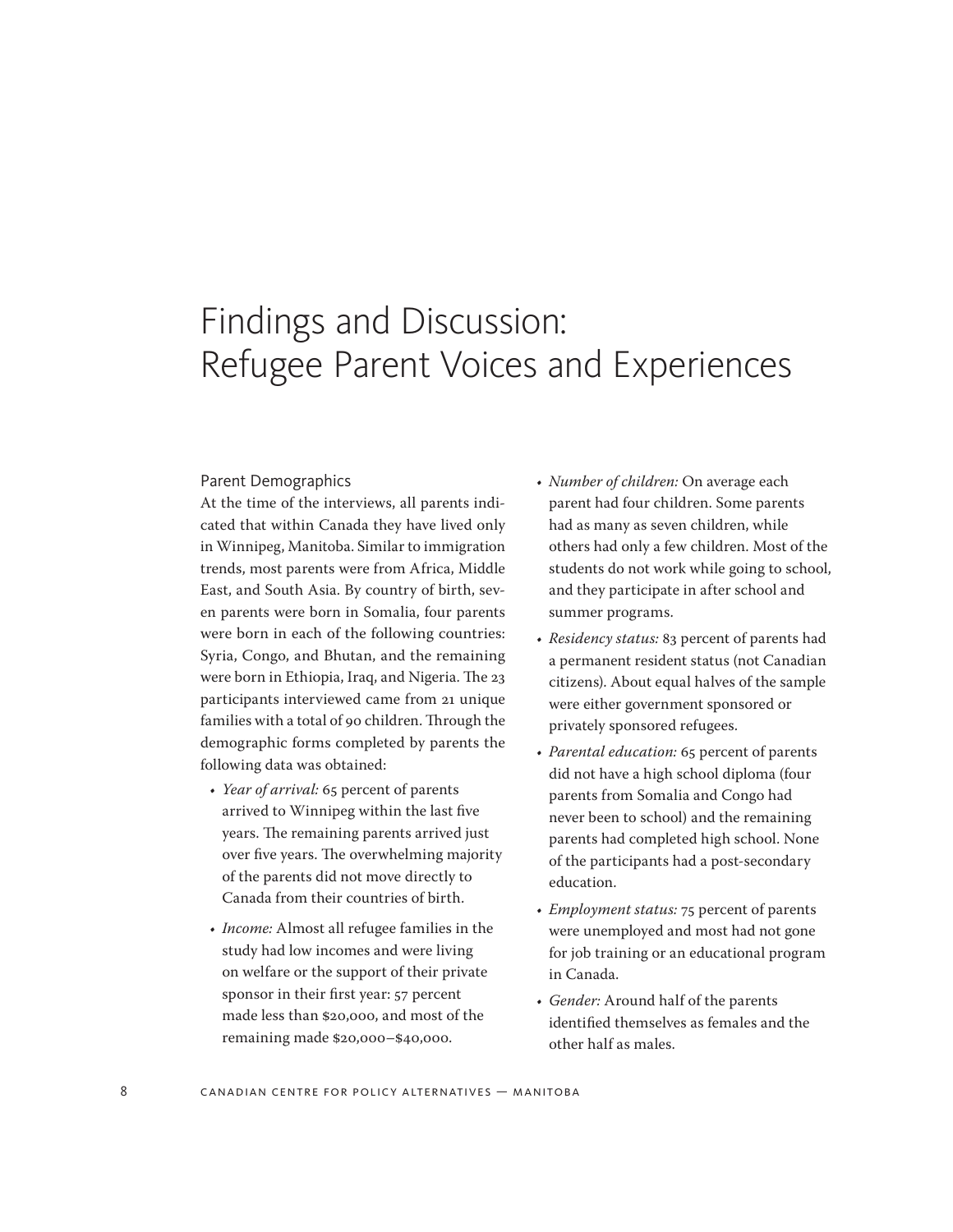# Findings and Discussion: Refugee Parent Voices and Experiences

## Parent Demographics

At the time of the interviews, all parents indicated that within Canada they have lived only in Winnipeg, Manitoba. Similar to immigration trends, most parents were from Africa, Middle East, and South Asia. By country of birth, seven parents were born in Somalia, four parents were born in each of the following countries: Syria, Congo, and Bhutan, and the remaining were born in Ethiopia, Iraq, and Nigeria. The 23 participants interviewed came from 21 unique families with a total of 90 children. Through the demographic forms completed by parents the following data was obtained:

- *Year of arrival:* 65 percent of parents arrived to Winnipeg within the last five years. The remaining parents arrived just over five years. The overwhelming majority of the parents did not move directly to Canada from their countries of birth.
- *Income:* Almost all refugee families in the study had low incomes and were living on welfare or the support of their private sponsor in their first year: 57 percent made less than $20,000, and most of the remaining made $20,000–$40,000.
- *Number of children:* On average each parent had four children. Some parents had as many as seven children, while others had only a few children. Most of the students do not work while going to school, and they participate in after school and summer programs.
- *Residency status:* 83 percent of parents had a permanent resident status (not Canadian citizens). About equal halves of the sample were either government sponsored or privately sponsored refugees.
- *Parental education:* 65 percent of parents did not have a high school diploma (four parents from Somalia and Congo had never been to school) and the remaining parents had completed high school. None of the participants had a post-secondary education.
- *Employment status:* 75 percent of parents were unemployed and most had not gone for job training or an educational program in Canada.
- *Gender:* Around half of the parents identified themselves as females and the other half as males.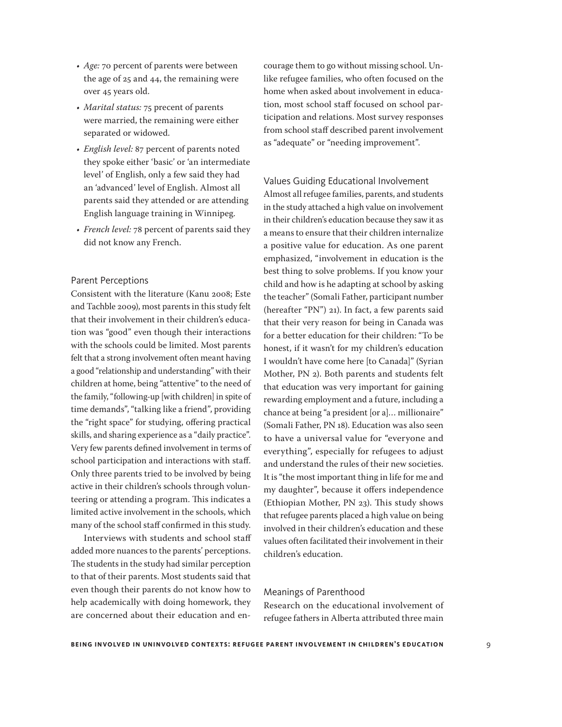- *Age:* 70 percent of parents were between the age of 25 and 44, the remaining were over 45 years old.
- *Marital status:* 75 precent of parents were married, the remaining were either separated or widowed.
- *English level:* 87 percent of parents noted they spoke either 'basic' or 'an intermediate level' of English, only a few said they had an 'advanced' level of English. Almost all parents said they attended or are attending English language training in Winnipeg.
- *French level:* 78 percent of parents said they did not know any French.

### Parent Perceptions

Consistent with the literature (Kanu 2008; Este and Tachble 2009), most parents in this study felt that their involvement in their children's education was "good" even though their interactions with the schools could be limited. Most parents felt that a strong involvement often meant having a good "relationship and understanding" with their children at home, being "attentive" to the need of the family, "following-up [with children] in spite of time demands", "talking like a friend", providing the "right space" for studying, offering practical skills, and sharing experience as a "daily practice". Very few parents defined involvement in terms of school participation and interactions with staff. Only three parents tried to be involved by being active in their children's schools through volunteering or attending a program. This indicates a limited active involvement in the schools, which many of the school staff confirmed in this study.

Interviews with students and school staff added more nuances to the parents' perceptions. The students in the study had similar perception to that of their parents. Most students said that even though their parents do not know how to help academically with doing homework, they are concerned about their education and encourage them to go without missing school. Unlike refugee families, who often focused on the home when asked about involvement in education, most school staff focused on school participation and relations. Most survey responses from school staff described parent involvement as "adequate" or "needing improvement".

### Values Guiding Educational Involvement

Almost all refugee families, parents, and students in the study attached a high value on involvement in their children's education because they saw it as a means to ensure that their children internalize a positive value for education. As one parent emphasized, "involvement in education is the best thing to solve problems. If you know your child and how is he adapting at school by asking the teacher" (Somali Father, participant number (hereafter "PN") 21). In fact, a few parents said that their very reason for being in Canada was for a better education for their children: "To be honest, if it wasn't for my children's education I wouldn't have come here [to Canada]" (Syrian Mother, PN 2). Both parents and students felt that education was very important for gaining rewarding employment and a future, including a chance at being "a president [or a]… millionaire" (Somali Father, PN 18). Education was also seen to have a universal value for "everyone and everything", especially for refugees to adjust and understand the rules of their new societies. It is "the most important thing in life for me and my daughter", because it offers independence (Ethiopian Mother, PN 23). This study shows that refugee parents placed a high value on being involved in their children's education and these values often facilitated their involvement in their children's education.

### Meanings of Parenthood

Research on the educational involvement of refugee fathers in Alberta attributed three main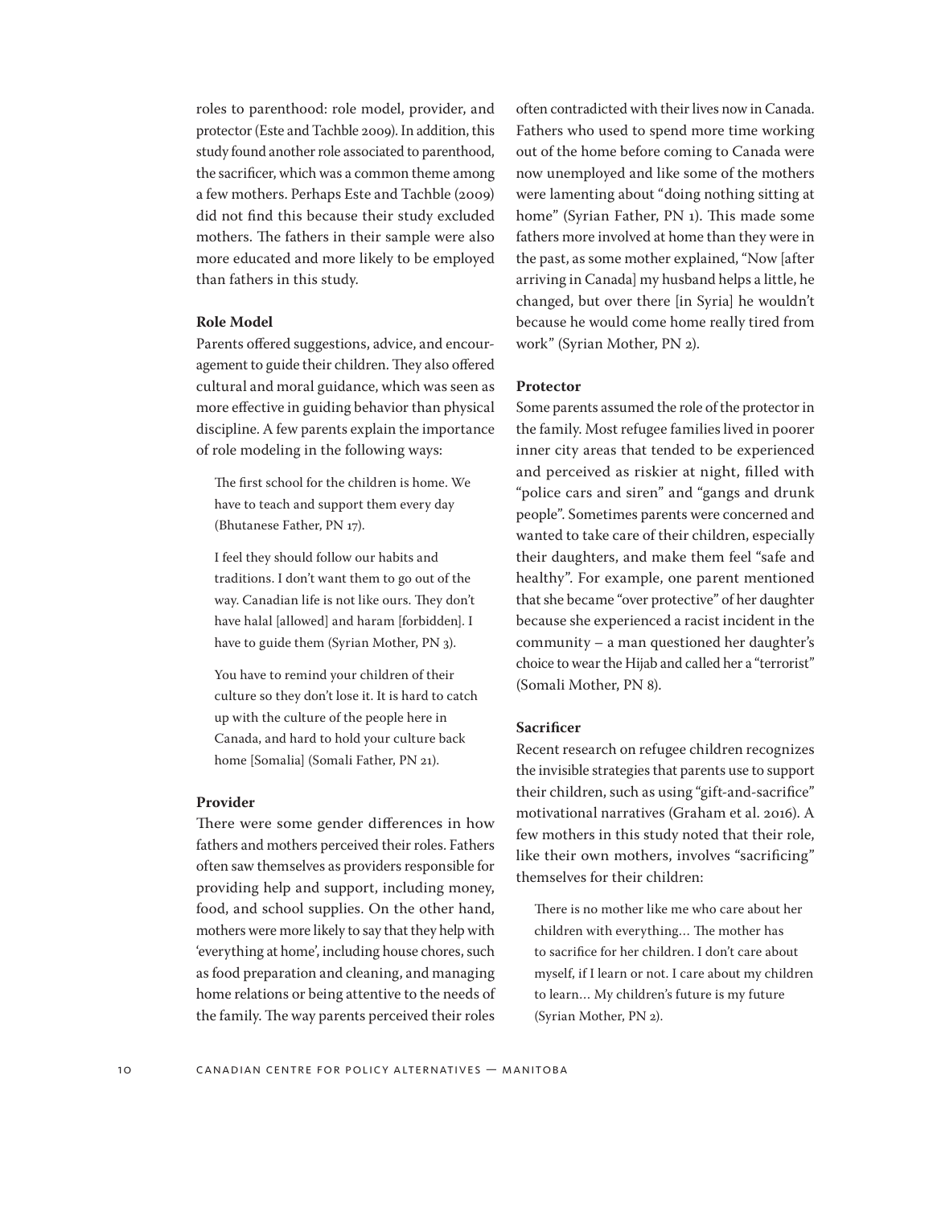roles to parenthood: role model, provider, and protector (Este and Tachble 2009). In addition, this study found another role associated to parenthood, the sacrificer, which was a common theme among a few mothers. Perhaps Este and Tachble (2009) did not find this because their study excluded mothers. The fathers in their sample were also more educated and more likely to be employed than fathers in this study.

### Role Model

Parents offered suggestions, advice, and encouragement to guide their children. They also offered cultural and moral guidance, which was seen as more effective in guiding behavior than physical discipline. A few parents explain the importance of role modeling in the following ways:

> The first school for the children is home. We have to teach and support them every day (Bhutanese Father, PN 17).

> I feel they should follow our habits and traditions. I don't want them to go out of the way. Canadian life is not like ours. They don't have halal [allowed] and haram [forbidden]. I have to guide them (Syrian Mother, PN 3).

> You have to remind your children of their culture so they don't lose it. It is hard to catch up with the culture of the people here in Canada, and hard to hold your culture back home [Somalia] (Somali Father, PN 21).

### Provider

There were some gender differences in how fathers and mothers perceived their roles. Fathers often saw themselves as providers responsible for providing help and support, including money, food, and school supplies. On the other hand, mothers were more likely to say that they help with 'everything at home', including house chores, such as food preparation and cleaning, and managing home relations or being attentive to the needs of the family. The way parents perceived their roles often contradicted with their lives now in Canada. Fathers who used to spend more time working out of the home before coming to Canada were now unemployed and like some of the mothers were lamenting about "doing nothing sitting at home" (Syrian Father, PN 1). This made some fathers more involved at home than they were in the past, as some mother explained, "Now [after arriving in Canada] my husband helps a little, he changed, but over there [in Syria] he wouldn't because he would come home really tired from work" (Syrian Mother, PN 2).

### Protector

Some parents assumed the role of the protector in the family. Most refugee families lived in poorer inner city areas that tended to be experienced and perceived as riskier at night, filled with "police cars and siren" and "gangs and drunk people". Sometimes parents were concerned and wanted to take care of their children, especially their daughters, and make them feel "safe and healthy". For example, one parent mentioned that she became "over protective" of her daughter because she experienced a racist incident in the community – a man questioned her daughter's choice to wear the Hijab and called her a "terrorist" (Somali Mother, PN 8).

### Sacrificer

Recent research on refugee children recognizes the invisible strategies that parents use to support their children, such as using "gift-and-sacrifice" motivational narratives (Graham et al. 2016). A few mothers in this study noted that their role, like their own mothers, involves "sacrificing" themselves for their children:

> There is no mother like me who care about her children with everything… The mother has to sacrifice for her children. I don't care about myself, if I learn or not. I care about my children to learn… My children's future is my future (Syrian Mother, PN 2).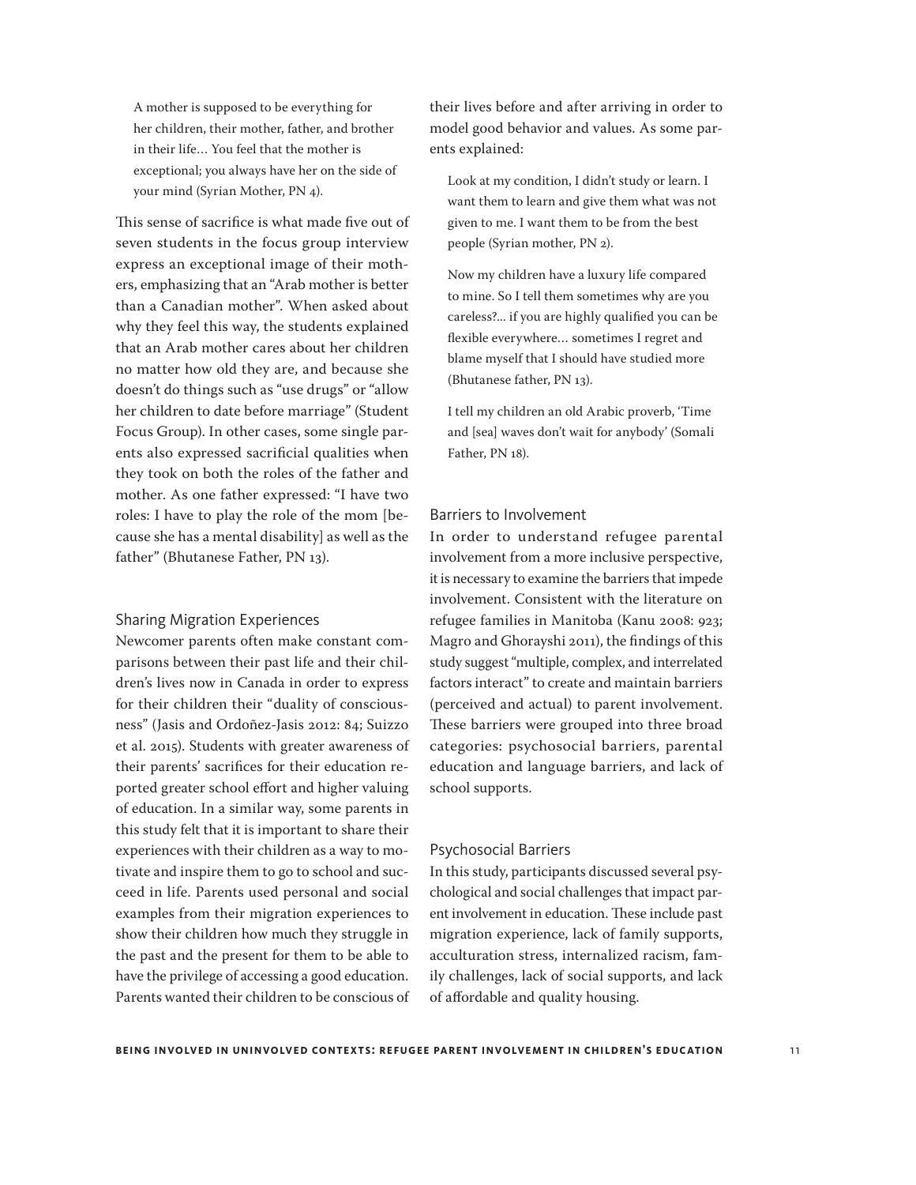> A mother is supposed to be everything for her children, their mother, father, and brother in their life… You feel that the mother is exceptional; you always have her on the side of your mind (Syrian Mother, PN 4).

This sense of sacrifice is what made five out of seven students in the focus group interview express an exceptional image of their mothers, emphasizing that an "Arab mother is better than a Canadian mother". When asked about why they feel this way, the students explained that an Arab mother cares about her children no matter how old they are, and because she doesn't do things such as "use drugs" or "allow her children to date before marriage" (Student Focus Group). In other cases, some single parents also expressed sacrificial qualities when they took on both the roles of the father and mother. As one father expressed: "I have two roles: I have to play the role of the mom [because she has a mental disability] as well as the father" (Bhutanese Father, PN 13).

### Sharing Migration Experiences

Newcomer parents often make constant comparisons between their past life and their children's lives now in Canada in order to express for their children their "duality of consciousness" (Jasis and Ordoñez-Jasis 2012: 84; Suizzo et al. 2015). Students with greater awareness of their parents' sacrifices for their education reported greater school effort and higher valuing of education. In a similar way, some parents in this study felt that it is important to share their experiences with their children as a way to motivate and inspire them to go to school and succeed in life. Parents used personal and social examples from their migration experiences to show their children how much they struggle in the past and the present for them to be able to have the privilege of accessing a good education. Parents wanted their children to be conscious of their lives before and after arriving in order to model good behavior and values. As some parents explained:

> Look at my condition, I didn't study or learn. I want them to learn and give them what was not given to me. I want them to be from the best people (Syrian mother, PN 2).

> Now my children have a luxury life compared to mine. So I tell them sometimes why are you careless?... if you are highly qualified you can be flexible everywhere… sometimes I regret and blame myself that I should have studied more (Bhutanese father, PN 13).

> I tell my children an old Arabic proverb, 'Time and [sea] waves don't wait for anybody' (Somali Father, PN 18).

### Barriers to Involvement

In order to understand refugee parental involvement from a more inclusive perspective, it is necessary to examine the barriers that impede involvement. Consistent with the literature on refugee families in Manitoba (Kanu 2008: 923; Magro and Ghorayshi 2011), the findings of this study suggest "multiple, complex, and interrelated factors interact" to create and maintain barriers (perceived and actual) to parent involvement. These barriers were grouped into three broad categories: psychosocial barriers, parental education and language barriers, and lack of school supports.

### Psychosocial Barriers

In this study, participants discussed several psychological and social challenges that impact parent involvement in education. These include past migration experience, lack of family supports, acculturation stress, internalized racism, family challenges, lack of social supports, and lack of affordable and quality housing.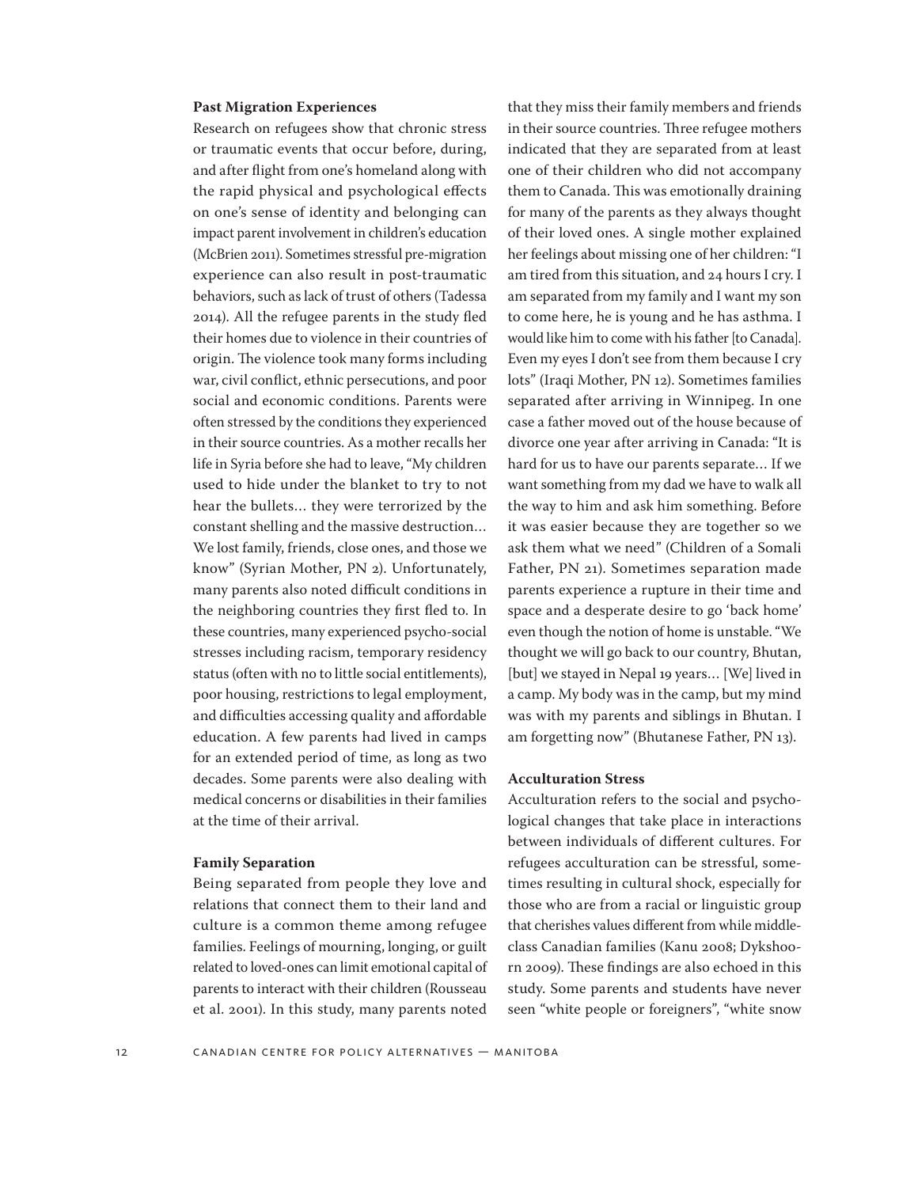**Past Migration Experiences**

Research on refugees show that chronic stress or traumatic events that occur before, during, and after flight from one's homeland along with the rapid physical and psychological effects on one's sense of identity and belonging can impact parent involvement in children's education (McBrien 2011). Sometimes stressful pre-migration experience can also result in post-traumatic behaviors, such as lack of trust of others (Tadessa 2014). All the refugee parents in the study fled their homes due to violence in their countries of origin. The violence took many forms including war, civil conflict, ethnic persecutions, and poor social and economic conditions. Parents were often stressed by the conditions they experienced in their source countries. As a mother recalls her life in Syria before she had to leave, "My children used to hide under the blanket to try to not hear the bullets… they were terrorized by the constant shelling and the massive destruction… We lost family, friends, close ones, and those we know" (Syrian Mother, PN 2). Unfortunately, many parents also noted difficult conditions in the neighboring countries they first fled to. In these countries, many experienced psycho-social stresses including racism, temporary residency status (often with no to little social entitlements), poor housing, restrictions to legal employment, and difficulties accessing quality and affordable education. A few parents had lived in camps for an extended period of time, as long as two decades. Some parents were also dealing with medical concerns or disabilities in their families at the time of their arrival.

**Family Separation**

Being separated from people they love and relations that connect them to their land and culture is a common theme among refugee families. Feelings of mourning, longing, or guilt related to loved-ones can limit emotional capital of parents to interact with their children (Rousseau et al. 2001). In this study, many parents noted that they miss their family members and friends in their source countries. Three refugee mothers indicated that they are separated from at least one of their children who did not accompany them to Canada. This was emotionally draining for many of the parents as they always thought of their loved ones. A single mother explained her feelings about missing one of her children: "I am tired from this situation, and 24 hours I cry. I am separated from my family and I want my son to come here, he is young and he has asthma. I would like him to come with his father [to Canada]. Even my eyes I don't see from them because I cry lots" (Iraqi Mother, PN 12). Sometimes families separated after arriving in Winnipeg. In one case a father moved out of the house because of divorce one year after arriving in Canada: "It is hard for us to have our parents separate… If we want something from my dad we have to walk all the way to him and ask him something. Before it was easier because they are together so we ask them what we need" (Children of a Somali Father, PN 21). Sometimes separation made parents experience a rupture in their time and space and a desperate desire to go 'back home' even though the notion of home is unstable. "We thought we will go back to our country, Bhutan, [but] we stayed in Nepal 19 years… [We] lived in a camp. My body was in the camp, but my mind was with my parents and siblings in Bhutan. I am forgetting now" (Bhutanese Father, PN 13).

**Acculturation Stress**

Acculturation refers to the social and psychological changes that take place in interactions between individuals of different cultures. For refugees acculturation can be stressful, sometimes resulting in cultural shock, especially for those who are from a racial or linguistic group that cherishes values different from while middle-class Canadian families (Kanu 2008; Dykshoorn 2009). These findings are also echoed in this study. Some parents and students have never seen "white people or foreigners", "white snow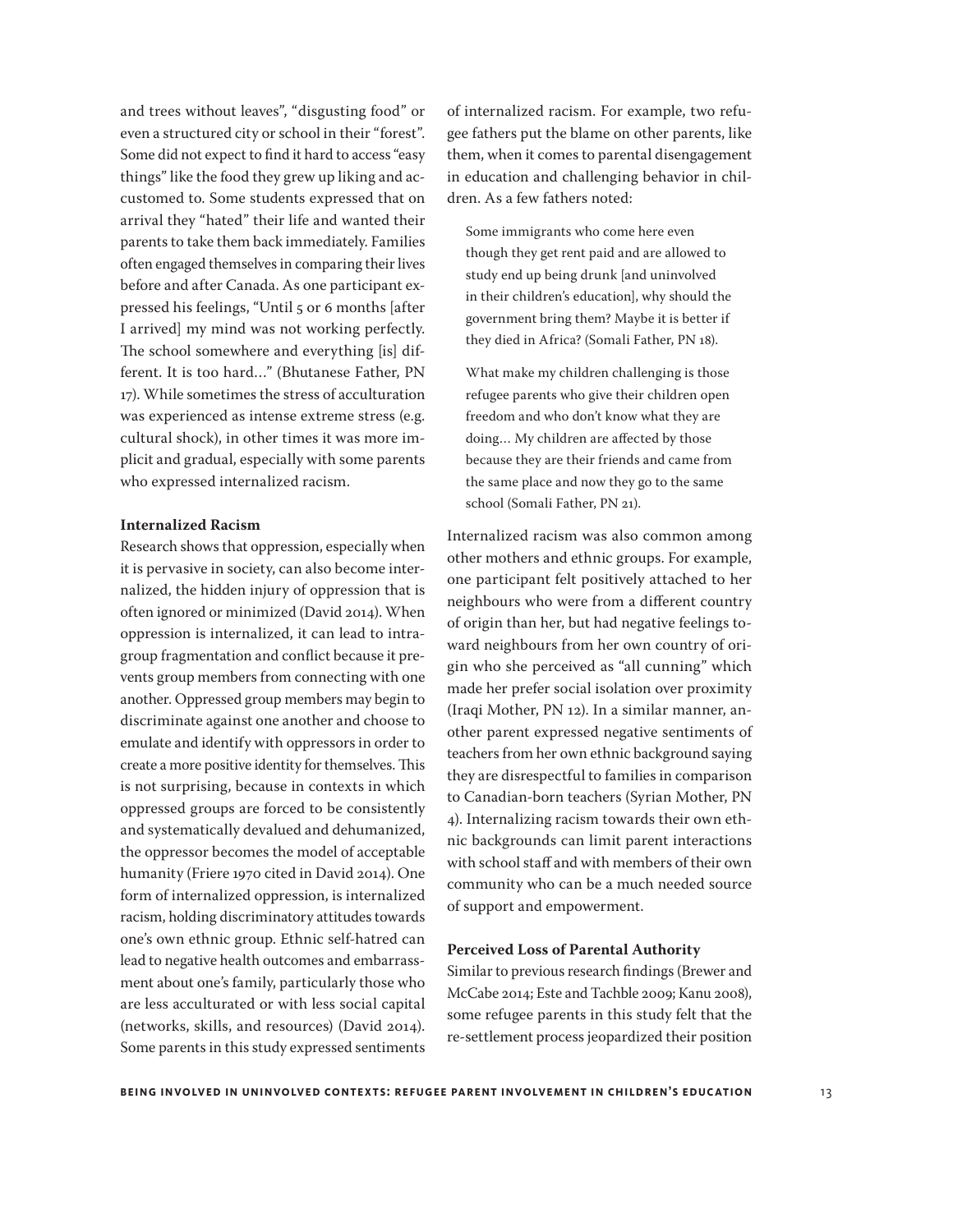and trees without leaves", "disgusting food" or even a structured city or school in their "forest". Some did not expect to find it hard to access "easy things" like the food they grew up liking and accustomed to. Some students expressed that on arrival they "hated" their life and wanted their parents to take them back immediately. Families often engaged themselves in comparing their lives before and after Canada. As one participant expressed his feelings, "Until 5 or 6 months [after I arrived] my mind was not working perfectly. The school somewhere and everything [is] different. It is too hard…" (Bhutanese Father, PN 17). While sometimes the stress of acculturation was experienced as intense extreme stress (e.g. cultural shock), in other times it was more implicit and gradual, especially with some parents who expressed internalized racism.

**Internalized Racism**

Research shows that oppression, especially when it is pervasive in society, can also become internalized, the hidden injury of oppression that is often ignored or minimized (David 2014). When oppression is internalized, it can lead to intragroup fragmentation and conflict because it prevents group members from connecting with one another. Oppressed group members may begin to discriminate against one another and choose to emulate and identify with oppressors in order to create a more positive identity for themselves. This is not surprising, because in contexts in which oppressed groups are forced to be consistently and systematically devalued and dehumanized, the oppressor becomes the model of acceptable humanity (Friere 1970 cited in David 2014). One form of internalized oppression, is internalized racism, holding discriminatory attitudes towards one's own ethnic group. Ethnic self-hatred can lead to negative health outcomes and embarrassment about one's family, particularly those who are less acculturated or with less social capital (networks, skills, and resources) (David 2014). Some parents in this study expressed sentiments of internalized racism. For example, two refugee fathers put the blame on other parents, like them, when it comes to parental disengagement in education and challenging behavior in children. As a few fathers noted:

> Some immigrants who come here even though they get rent paid and are allowed to study end up being drunk [and uninvolved in their children's education], why should the government bring them? Maybe it is better if they died in Africa? (Somali Father, PN 18).

> What make my children challenging is those refugee parents who give their children open freedom and who don't know what they are doing… My children are affected by those because they are their friends and came from the same place and now they go to the same school (Somali Father, PN 21).

Internalized racism was also common among other mothers and ethnic groups. For example, one participant felt positively attached to her neighbours who were from a different country of origin than her, but had negative feelings toward neighbours from her own country of origin who she perceived as "all cunning" which made her prefer social isolation over proximity (Iraqi Mother, PN 12). In a similar manner, another parent expressed negative sentiments of teachers from her own ethnic background saying they are disrespectful to families in comparison to Canadian-born teachers (Syrian Mother, PN 4). Internalizing racism towards their own ethnic backgrounds can limit parent interactions with school staff and with members of their own community who can be a much needed source of support and empowerment.

**Perceived Loss of Parental Authority**

Similar to previous research findings (Brewer and McCabe 2014; Este and Tachble 2009; Kanu 2008), some refugee parents in this study felt that the re-settlement process jeopardized their position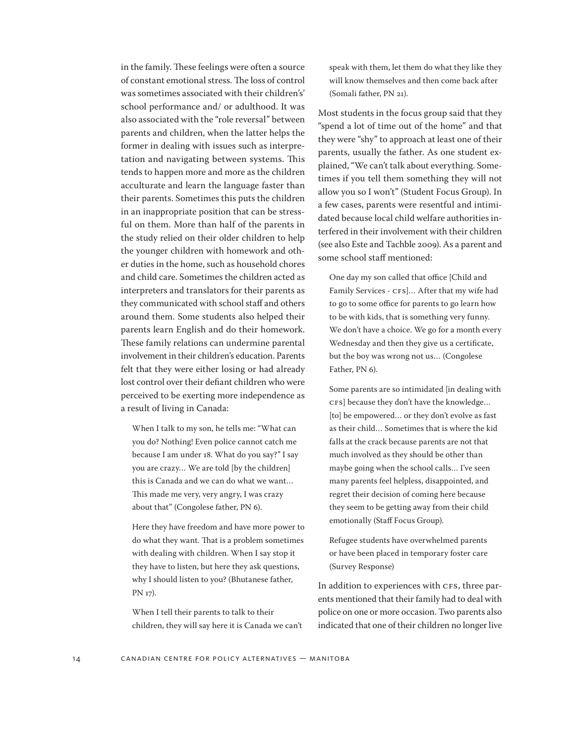in the family. These feelings were often a source of constant emotional stress. The loss of control was sometimes associated with their children's' school performance and/ or adulthood. It was also associated with the "role reversal" between parents and children, when the latter helps the former in dealing with issues such as interpretation and navigating between systems. This tends to happen more and more as the children acculturate and learn the language faster than their parents. Sometimes this puts the children in an inappropriate position that can be stressful on them. More than half of the parents in the study relied on their older children to help the younger children with homework and other duties in the home, such as household chores and child care. Sometimes the children acted as interpreters and translators for their parents as they communicated with school staff and others around them. Some students also helped their parents learn English and do their homework. These family relations can undermine parental involvement in their children's education. Parents felt that they were either losing or had already lost control over their defiant children who were perceived to be exerting more independence as a result of living in Canada:

> When I talk to my son, he tells me: "What can you do? Nothing! Even police cannot catch me because I am under 18. What do you say?" I say you are crazy… We are told [by the children] this is Canada and we can do what we want… This made me very, very angry, I was crazy about that" (Congolese father, PN 6).

> Here they have freedom and have more power to do what they want. That is a problem sometimes with dealing with children. When I say stop it they have to listen, but here they ask questions, why I should listen to you? (Bhutanese father, PN 17).

> When I tell their parents to talk to their children, they will say here it is Canada we can't speak with them, let them do what they like they will know themselves and then come back after (Somali father, PN 21).

Most students in the focus group said that they "spend a lot of time out of the home" and that they were "shy" to approach at least one of their parents, usually the father. As one student explained, "We can't talk about everything. Sometimes if you tell them something they will not allow you so I won't" (Student Focus Group). In a few cases, parents were resentful and intimidated because local child welfare authorities interfered in their involvement with their children (see also Este and Tachble 2009). As a parent and some school staff mentioned:

> One day my son called that office [Child and Family Services - CFS]… After that my wife had to go to some office for parents to go learn how to be with kids, that is something very funny. We don't have a choice. We go for a month every Wednesday and then they give us a certificate, but the boy was wrong not us… (Congolese Father, PN 6).

> Some parents are so intimidated [in dealing with CFS] because they don't have the knowledge… [to] be empowered… or they don't evolve as fast as their child… Sometimes that is where the kid falls at the crack because parents are not that much involved as they should be other than maybe going when the school calls… I've seen many parents feel helpless, disappointed, and regret their decision of coming here because they seem to be getting away from their child emotionally (Staff Focus Group).

> Refugee students have overwhelmed parents or have been placed in temporary foster care (Survey Response)

In addition to experiences with CFS, three parents mentioned that their family had to deal with police on one or more occasion. Two parents also indicated that one of their children no longer live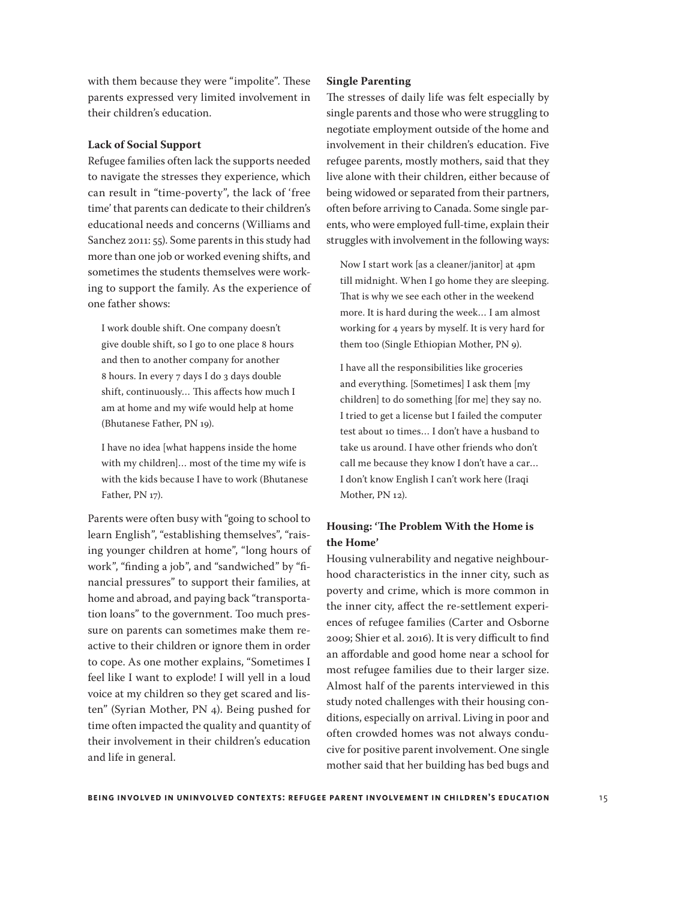with them because they were "impolite". These parents expressed very limited involvement in their children's education.

### Lack of Social Support

Refugee families often lack the supports needed to navigate the stresses they experience, which can result in "time-poverty", the lack of 'free time' that parents can dedicate to their children's educational needs and concerns (Williams and Sanchez 2011: 55). Some parents in this study had more than one job or worked evening shifts, and sometimes the students themselves were working to support the family. As the experience of one father shows:

> I work double shift. One company doesn't give double shift, so I go to one place 8 hours and then to another company for another 8 hours. In every 7 days I do 3 days double shift, continuously… This affects how much I am at home and my wife would help at home (Bhutanese Father, PN 19).

> I have no idea [what happens inside the home with my children]… most of the time my wife is with the kids because I have to work (Bhutanese Father, PN 17).

Parents were often busy with "going to school to learn English", "establishing themselves", "raising younger children at home", "long hours of work", "finding a job", and "sandwiched" by "financial pressures" to support their families, at home and abroad, and paying back "transportation loans" to the government. Too much pressure on parents can sometimes make them reactive to their children or ignore them in order to cope. As one mother explains, "Sometimes I feel like I want to explode! I will yell in a loud voice at my children so they get scared and listen" (Syrian Mother, PN 4). Being pushed for time often impacted the quality and quantity of their involvement in their children's education and life in general.

### Single Parenting

The stresses of daily life was felt especially by single parents and those who were struggling to negotiate employment outside of the home and involvement in their children's education. Five refugee parents, mostly mothers, said that they live alone with their children, either because of being widowed or separated from their partners, often before arriving to Canada. Some single parents, who were employed full-time, explain their struggles with involvement in the following ways:

> Now I start work [as a cleaner/janitor] at 4pm till midnight. When I go home they are sleeping. That is why we see each other in the weekend more. It is hard during the week… I am almost working for 4 years by myself. It is very hard for them too (Single Ethiopian Mother, PN 9).

> I have all the responsibilities like groceries and everything. [Sometimes] I ask them [my children] to do something [for me] they say no. I tried to get a license but I failed the computer test about 10 times… I don't have a husband to take us around. I have other friends who don't call me because they know I don't have a car… I don't know English I can't work here (Iraqi Mother, PN 12).

### Housing: 'The Problem With the Home is the Home'

Housing vulnerability and negative neighbourhood characteristics in the inner city, such as poverty and crime, which is more common in the inner city, affect the re-settlement experiences of refugee families (Carter and Osborne 2009; Shier et al. 2016). It is very difficult to find an affordable and good home near a school for most refugee families due to their larger size. Almost half of the parents interviewed in this study noted challenges with their housing conditions, especially on arrival. Living in poor and often crowded homes was not always conducive for positive parent involvement. One single mother said that her building has bed bugs and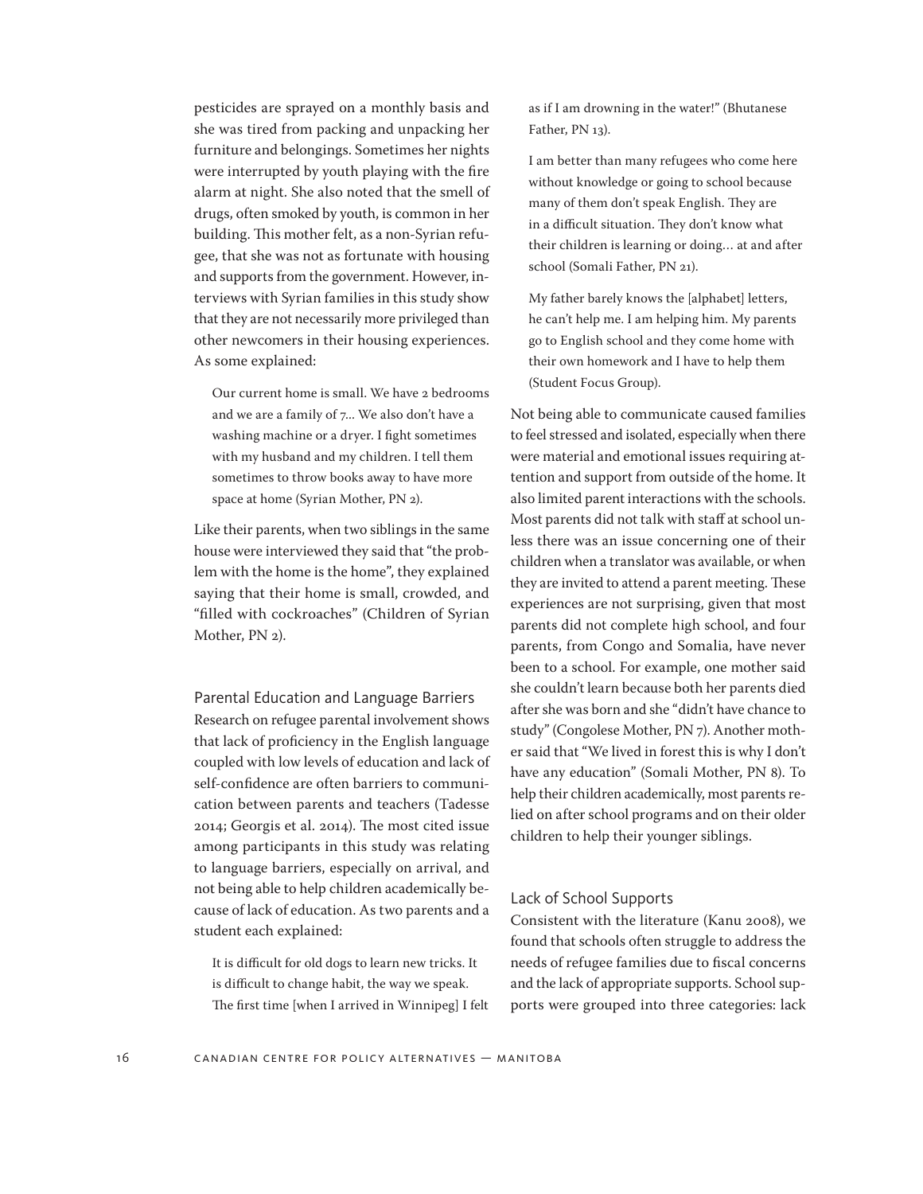pesticides are sprayed on a monthly basis and she was tired from packing and unpacking her furniture and belongings. Sometimes her nights were interrupted by youth playing with the fire alarm at night. She also noted that the smell of drugs, often smoked by youth, is common in her building. This mother felt, as a non-Syrian refugee, that she was not as fortunate with housing and supports from the government. However, interviews with Syrian families in this study show that they are not necessarily more privileged than other newcomers in their housing experiences. As some explained:

> Our current home is small. We have 2 bedrooms and we are a family of 7… We also don't have a washing machine or a dryer. I fight sometimes with my husband and my children. I tell them sometimes to throw books away to have more space at home (Syrian Mother, PN 2).

Like their parents, when two siblings in the same house were interviewed they said that "the problem with the home is the home", they explained saying that their home is small, crowded, and "filled with cockroaches" (Children of Syrian Mother, PN 2).

### Parental Education and Language Barriers

Research on refugee parental involvement shows that lack of proficiency in the English language coupled with low levels of education and lack of self-confidence are often barriers to communication between parents and teachers (Tadesse 2014; Georgis et al. 2014). The most cited issue among participants in this study was relating to language barriers, especially on arrival, and not being able to help children academically because of lack of education. As two parents and a student each explained:

> It is difficult for old dogs to learn new tricks. It is difficult to change habit, the way we speak. The first time [when I arrived in Winnipeg] I felt as if I am drowning in the water!" (Bhutanese Father, PN 13).

> I am better than many refugees who come here without knowledge or going to school because many of them don't speak English. They are in a difficult situation. They don't know what their children is learning or doing… at and after school (Somali Father, PN 21).

> My father barely knows the [alphabet] letters, he can't help me. I am helping him. My parents go to English school and they come home with their own homework and I have to help them (Student Focus Group).

Not being able to communicate caused families to feel stressed and isolated, especially when there were material and emotional issues requiring attention and support from outside of the home. It also limited parent interactions with the schools. Most parents did not talk with staff at school unless there was an issue concerning one of their children when a translator was available, or when they are invited to attend a parent meeting. These experiences are not surprising, given that most parents did not complete high school, and four parents, from Congo and Somalia, have never been to a school. For example, one mother said she couldn't learn because both her parents died after she was born and she "didn't have chance to study" (Congolese Mother, PN 7). Another mother said that "We lived in forest this is why I don't have any education" (Somali Mother, PN 8). To help their children academically, most parents relied on after school programs and on their older children to help their younger siblings.

### Lack of School Supports

Consistent with the literature (Kanu 2008), we found that schools often struggle to address the needs of refugee families due to fiscal concerns and the lack of appropriate supports. School supports were grouped into three categories: lack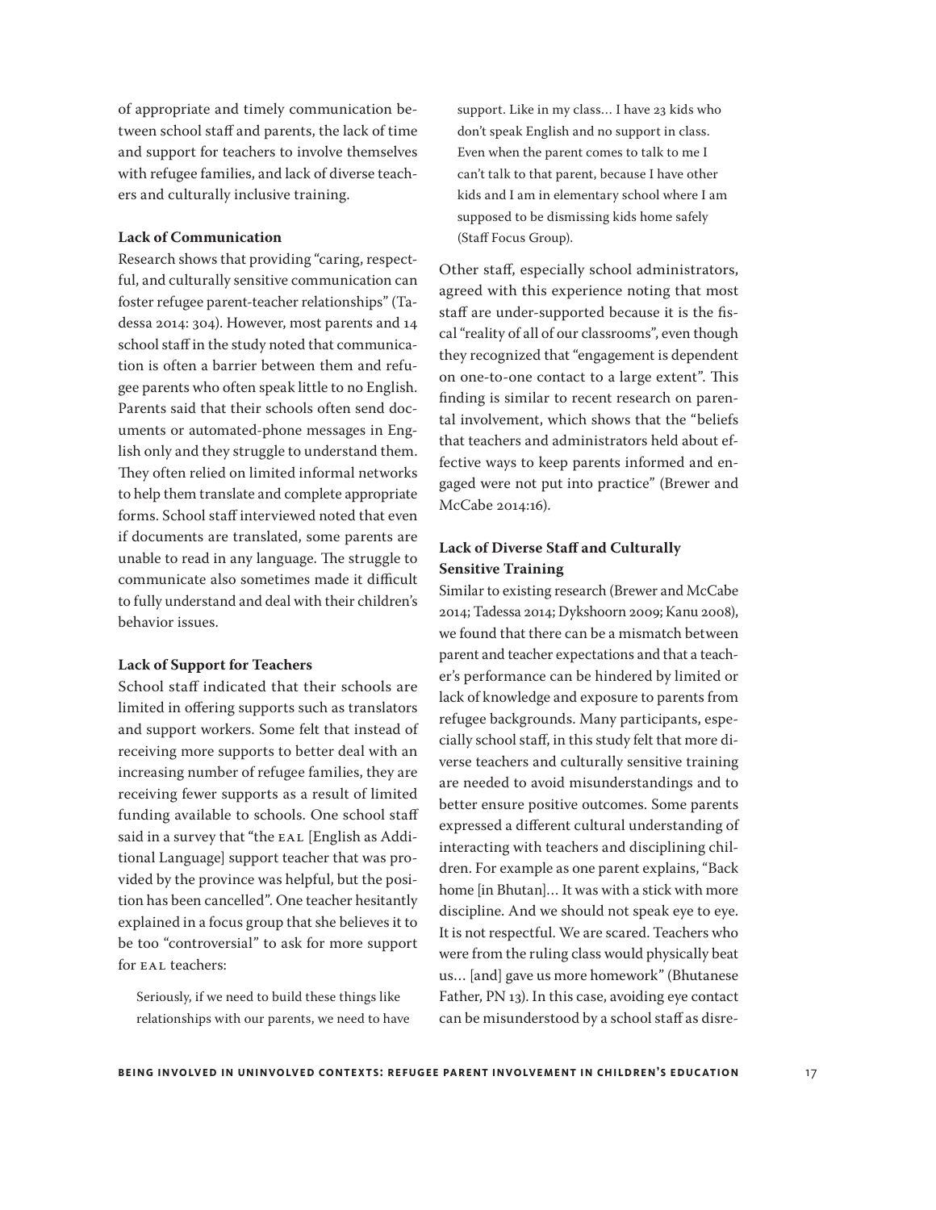of appropriate and timely communication between school staff and parents, the lack of time and support for teachers to involve themselves with refugee families, and lack of diverse teachers and culturally inclusive training.

### Lack of Communication

Research shows that providing "caring, respectful, and culturally sensitive communication can foster refugee parent-teacher relationships" (Tadessa 2014: 304). However, most parents and 14 school staff in the study noted that communication is often a barrier between them and refugee parents who often speak little to no English. Parents said that their schools often send documents or automated-phone messages in English only and they struggle to understand them. They often relied on limited informal networks to help them translate and complete appropriate forms. School staff interviewed noted that even if documents are translated, some parents are unable to read in any language. The struggle to communicate also sometimes made it difficult to fully understand and deal with their children's behavior issues.

### Lack of Support for Teachers

School staff indicated that their schools are limited in offering supports such as translators and support workers. Some felt that instead of receiving more supports to better deal with an increasing number of refugee families, they are receiving fewer supports as a result of limited funding available to schools. One school staff said in a survey that "the EAL [English as Additional Language] support teacher that was provided by the province was helpful, but the position has been cancelled". One teacher hesitantly explained in a focus group that she believes it to be too "controversial" to ask for more support for EAL teachers:

> Seriously, if we need to build these things like relationships with our parents, we need to have support. Like in my class… I have 23 kids who don't speak English and no support in class. Even when the parent comes to talk to me I can't talk to that parent, because I have other kids and I am in elementary school where I am supposed to be dismissing kids home safely (Staff Focus Group).

Other staff, especially school administrators, agreed with this experience noting that most staff are under-supported because it is the fiscal "reality of all of our classrooms", even though they recognized that "engagement is dependent on one-to-one contact to a large extent". This finding is similar to recent research on parental involvement, which shows that the "beliefs that teachers and administrators held about effective ways to keep parents informed and engaged were not put into practice" (Brewer and McCabe 2014:16).

### Lack of Diverse Staff and Culturally Sensitive Training

Similar to existing research (Brewer and McCabe 2014; Tadessa 2014; Dykshoorn 2009; Kanu 2008), we found that there can be a mismatch between parent and teacher expectations and that a teacher's performance can be hindered by limited or lack of knowledge and exposure to parents from refugee backgrounds. Many participants, especially school staff, in this study felt that more diverse teachers and culturally sensitive training are needed to avoid misunderstandings and to better ensure positive outcomes. Some parents expressed a different cultural understanding of interacting with teachers and disciplining children. For example as one parent explains, "Back home [in Bhutan]… It was with a stick with more discipline. And we should not speak eye to eye. It is not respectful. We are scared. Teachers who were from the ruling class would physically beat us… [and] gave us more homework" (Bhutanese Father, PN 13). In this case, avoiding eye contact can be misunderstood by a school staff as disre-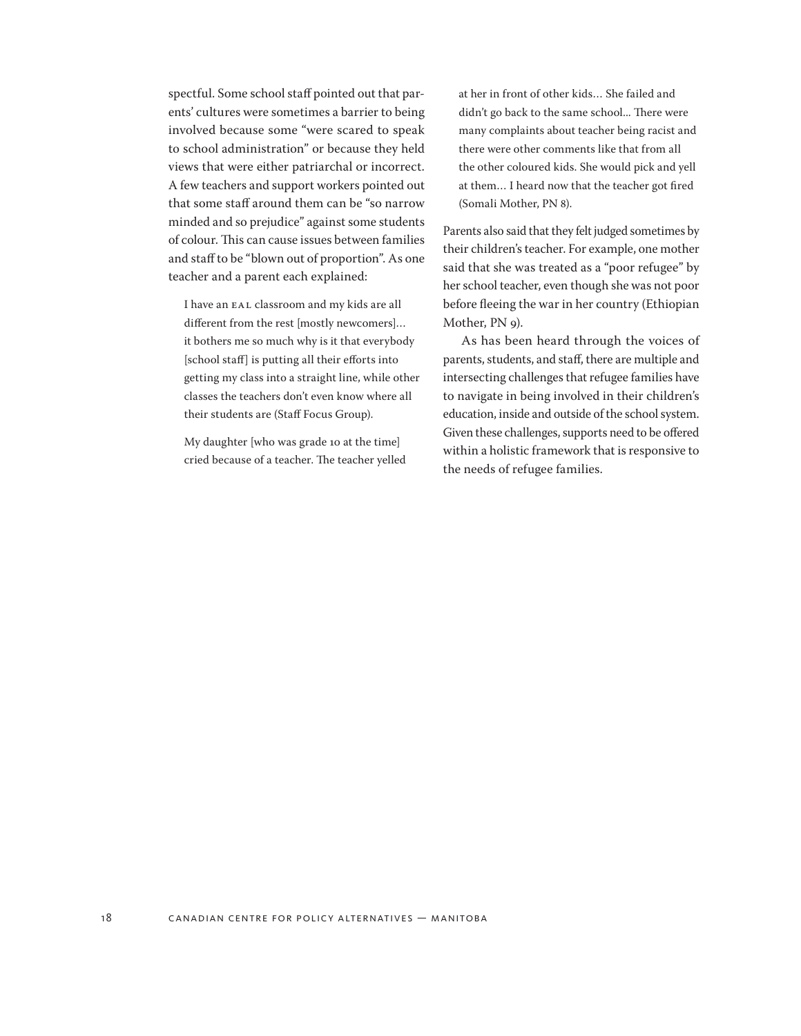spectful. Some school staff pointed out that parents' cultures were sometimes a barrier to being involved because some "were scared to speak to school administration" or because they held views that were either patriarchal or incorrect. A few teachers and support workers pointed out that some staff around them can be "so narrow minded and so prejudice" against some students of colour. This can cause issues between families and staff to be "blown out of proportion". As one teacher and a parent each explained:

> I have an EAL classroom and my kids are all different from the rest [mostly newcomers]… it bothers me so much why is it that everybody [school staff] is putting all their efforts into getting my class into a straight line, while other classes the teachers don't even know where all their students are (Staff Focus Group).

> My daughter [who was grade 10 at the time] cried because of a teacher. The teacher yelled at her in front of other kids… She failed and didn't go back to the same school... There were many complaints about teacher being racist and there were other comments like that from all the other coloured kids. She would pick and yell at them… I heard now that the teacher got fired (Somali Mother, PN 8).

Parents also said that they felt judged sometimes by their children's teacher. For example, one mother said that she was treated as a "poor refugee" by her school teacher, even though she was not poor before fleeing the war in her country (Ethiopian Mother, PN 9).

As has been heard through the voices of parents, students, and staff, there are multiple and intersecting challenges that refugee families have to navigate in being involved in their children's education, inside and outside of the school system. Given these challenges, supports need to be offered within a holistic framework that is responsive to the needs of refugee families.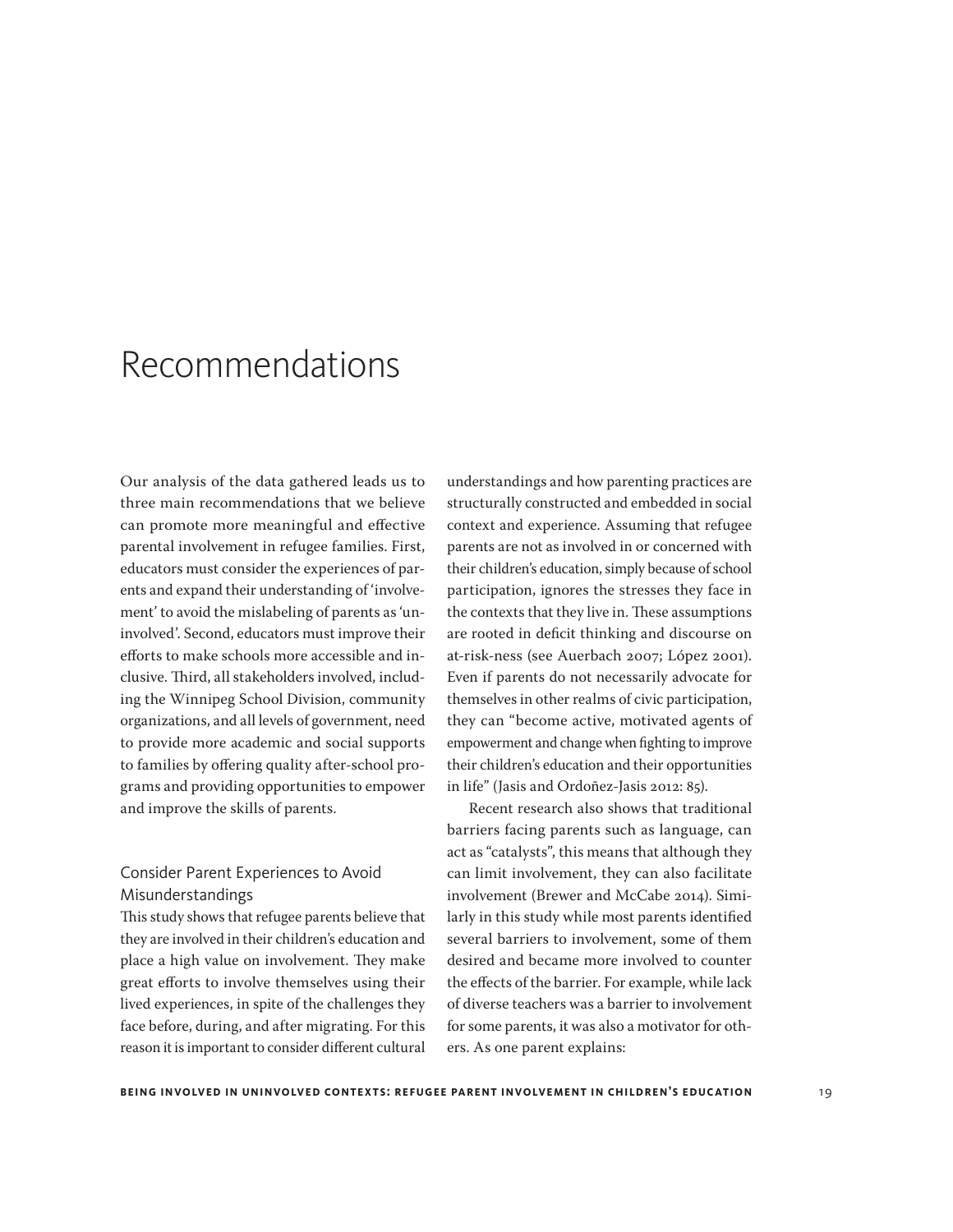# Recommendations

Our analysis of the data gathered leads us to three main recommendations that we believe can promote more meaningful and effective parental involvement in refugee families. First, educators must consider the experiences of parents and expand their understanding of 'involvement' to avoid the mislabeling of parents as 'uninvolved'. Second, educators must improve their efforts to make schools more accessible and inclusive. Third, all stakeholders involved, including the Winnipeg School Division, community organizations, and all levels of government, need to provide more academic and social supports to families by offering quality after-school programs and providing opportunities to empower and improve the skills of parents.

## Consider Parent Experiences to Avoid Misunderstandings

This study shows that refugee parents believe that they are involved in their children's education and place a high value on involvement. They make great efforts to involve themselves using their lived experiences, in spite of the challenges they face before, during, and after migrating. For this reason it is important to consider different cultural understandings and how parenting practices are structurally constructed and embedded in social context and experience. Assuming that refugee parents are not as involved in or concerned with their children's education, simply because of school participation, ignores the stresses they face in the contexts that they live in. These assumptions are rooted in deficit thinking and discourse on at-risk-ness (see Auerbach 2007; López 2001). Even if parents do not necessarily advocate for themselves in other realms of civic participation, they can "become active, motivated agents of empowerment and change when fighting to improve their children's education and their opportunities in life" (Jasis and Ordoñez-Jasis 2012: 85).

Recent research also shows that traditional barriers facing parents such as language, can act as "catalysts", this means that although they can limit involvement, they can also facilitate involvement (Brewer and McCabe 2014). Similarly in this study while most parents identified several barriers to involvement, some of them desired and became more involved to counter the effects of the barrier. For example, while lack of diverse teachers was a barrier to involvement for some parents, it was also a motivator for others. As one parent explains: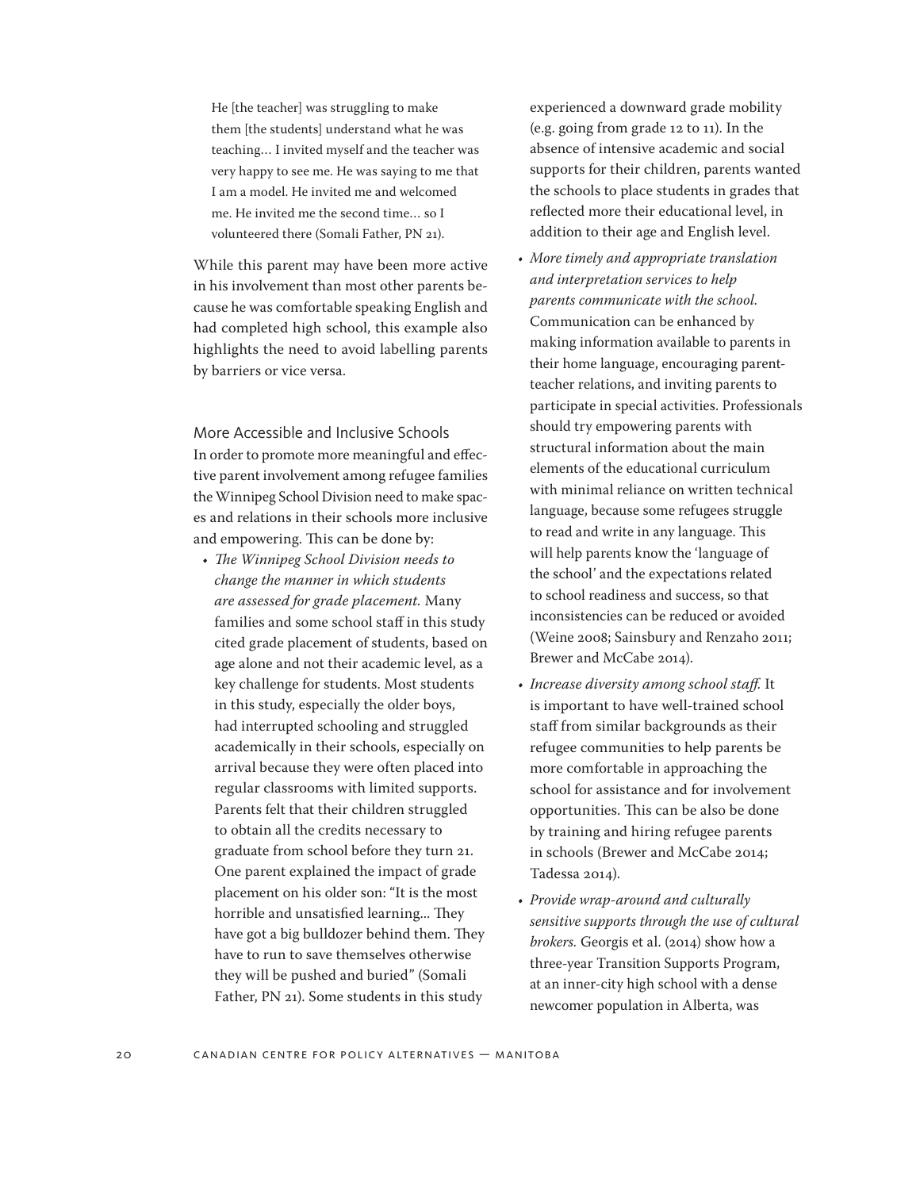> He [the teacher] was struggling to make them [the students] understand what he was teaching… I invited myself and the teacher was very happy to see me. He was saying to me that I am a model. He invited me and welcomed me. He invited me the second time… so I volunteered there (Somali Father, PN 21).

While this parent may have been more active in his involvement than most other parents because he was comfortable speaking English and had completed high school, this example also highlights the need to avoid labelling parents by barriers or vice versa.

### More Accessible and Inclusive Schools

In order to promote more meaningful and effective parent involvement among refugee families the Winnipeg School Division need to make spaces and relations in their schools more inclusive and empowering. This can be done by:

- *The Winnipeg School Division needs to change the manner in which students are assessed for grade placement.* Many families and some school staff in this study cited grade placement of students, based on age alone and not their academic level, as a key challenge for students. Most students in this study, especially the older boys, had interrupted schooling and struggled academically in their schools, especially on arrival because they were often placed into regular classrooms with limited supports. Parents felt that their children struggled to obtain all the credits necessary to graduate from school before they turn 21. One parent explained the impact of grade placement on his older son: "It is the most horrible and unsatisfied learning... They have got a big bulldozer behind them. They have to run to save themselves otherwise they will be pushed and buried" (Somali Father, PN 21). Some students in this study experienced a downward grade mobility (e.g. going from grade 12 to 11). In the absence of intensive academic and social supports for their children, parents wanted the schools to place students in grades that reflected more their educational level, in addition to their age and English level.
- *More timely and appropriate translation and interpretation services to help parents communicate with the school.* Communication can be enhanced by making information available to parents in their home language, encouraging parent-teacher relations, and inviting parents to participate in special activities. Professionals should try empowering parents with structural information about the main elements of the educational curriculum with minimal reliance on written technical language, because some refugees struggle to read and write in any language. This will help parents know the 'language of the school' and the expectations related to school readiness and success, so that inconsistencies can be reduced or avoided (Weine 2008; Sainsbury and Renzaho 2011; Brewer and McCabe 2014).
- *Increase diversity among school staff.* It is important to have well-trained school staff from similar backgrounds as their refugee communities to help parents be more comfortable in approaching the school for assistance and for involvement opportunities. This can be also be done by training and hiring refugee parents in schools (Brewer and McCabe 2014; Tadessa 2014).
- *Provide wrap-around and culturally sensitive supports through the use of cultural brokers.* Georgis et al. (2014) show how a three-year Transition Supports Program, at an inner-city high school with a dense newcomer population in Alberta, was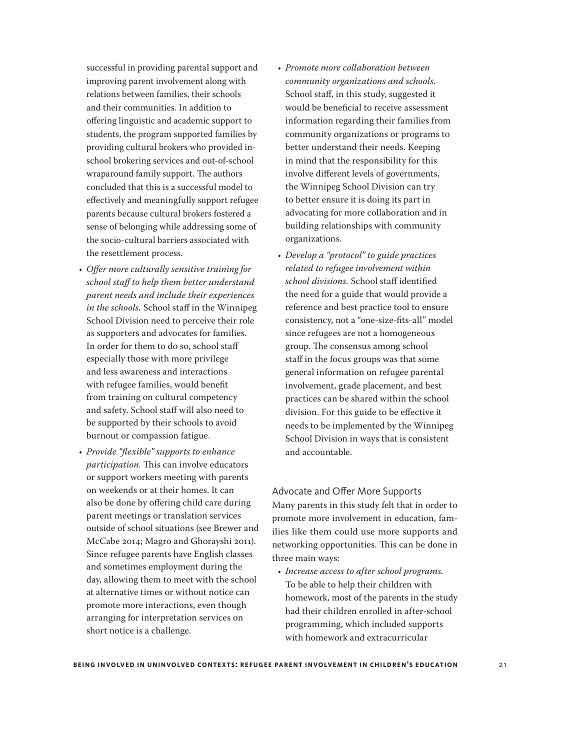successful in providing parental support and improving parent involvement along with relations between families, their schools and their communities. In addition to offering linguistic and academic support to students, the program supported families by providing cultural brokers who provided in-school brokering services and out-of-school wraparound family support. The authors concluded that this is a successful model to effectively and meaningfully support refugee parents because cultural brokers fostered a sense of belonging while addressing some of the socio-cultural barriers associated with the resettlement process.

- *Offer more culturally sensitive training for school staff to help them better understand parent needs and include their experiences in the schools.* School staff in the Winnipeg School Division need to perceive their role as supporters and advocates for families. In order for them to do so, school staff especially those with more privilege and less awareness and interactions with refugee families, would benefit from training on cultural competency and safety. School staff will also need to be supported by their schools to avoid burnout or compassion fatigue.
- *Provide "flexible" supports to enhance participation.* This can involve educators or support workers meeting with parents on weekends or at their homes. It can also be done by offering child care during parent meetings or translation services outside of school situations (see Brewer and McCabe 2014; Magro and Ghorayshi 2011). Since refugee parents have English classes and sometimes employment during the day, allowing them to meet with the school at alternative times or without notice can promote more interactions, even though arranging for interpretation services on short notice is a challenge.
- *Promote more collaboration between community organizations and schools.* School staff, in this study, suggested it would be beneficial to receive assessment information regarding their families from community organizations or programs to better understand their needs. Keeping in mind that the responsibility for this involve different levels of governments, the Winnipeg School Division can try to better ensure it is doing its part in advocating for more collaboration and in building relationships with community organizations.
- *Develop a "protocol" to guide practices related to refugee involvement within school divisions.* School staff identified the need for a guide that would provide a reference and best practice tool to ensure consistency, not a "one-size-fits-all" model since refugees are not a homogeneous group. The consensus among school staff in the focus groups was that some general information on refugee parental involvement, grade placement, and best practices can be shared within the school division. For this guide to be effective it needs to be implemented by the Winnipeg School Division in ways that is consistent and accountable.

### Advocate and Offer More Supports

Many parents in this study felt that in order to promote more involvement in education, families like them could use more supports and networking opportunities. This can be done in three main ways:

- *Increase access to after school programs.* To be able to help their children with homework, most of the parents in the study had their children enrolled in after-school programming, which included supports with homework and extracurricular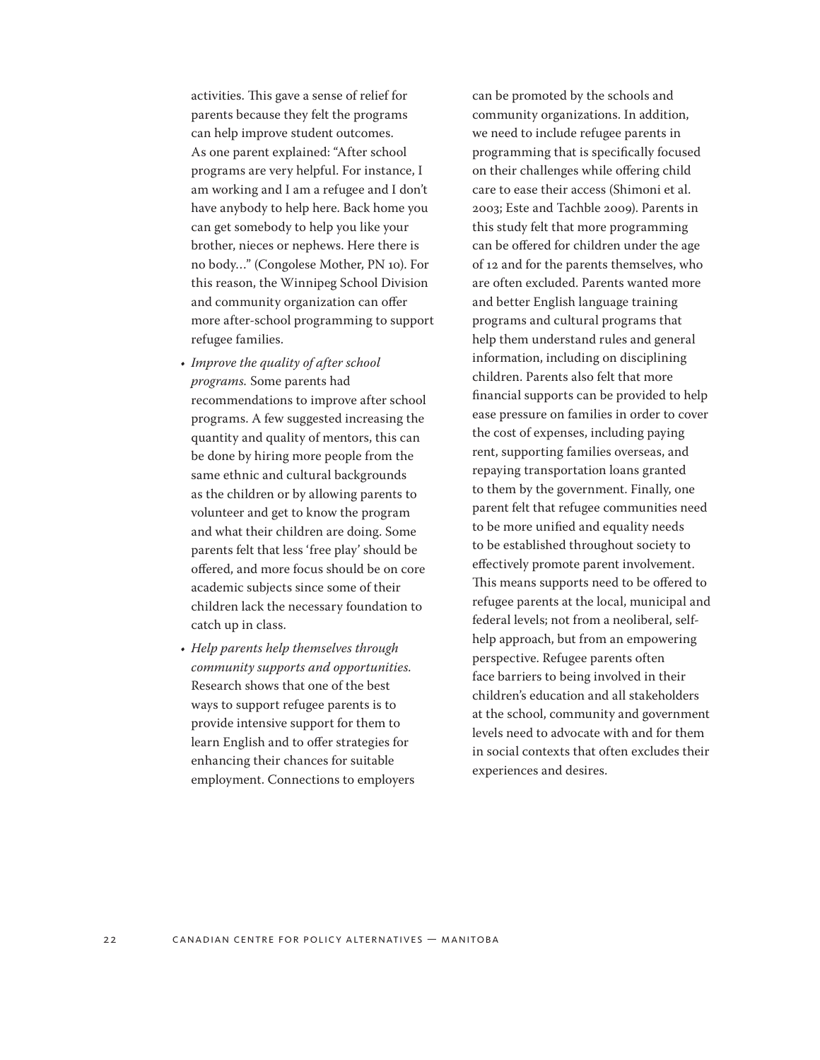activities. This gave a sense of relief for parents because they felt the programs can help improve student outcomes. As one parent explained: "After school programs are very helpful. For instance, I am working and I am a refugee and I don't have anybody to help here. Back home you can get somebody to help you like your brother, nieces or nephews. Here there is no body…" (Congolese Mother, PN 10). For this reason, the Winnipeg School Division and community organization can offer more after-school programming to support refugee families.

- *Improve the quality of after school programs.* Some parents had recommendations to improve after school programs. A few suggested increasing the quantity and quality of mentors, this can be done by hiring more people from the same ethnic and cultural backgrounds as the children or by allowing parents to volunteer and get to know the program and what their children are doing. Some parents felt that less 'free play' should be offered, and more focus should be on core academic subjects since some of their children lack the necessary foundation to catch up in class.
- *Help parents help themselves through community supports and opportunities.* Research shows that one of the best ways to support refugee parents is to provide intensive support for them to learn English and to offer strategies for enhancing their chances for suitable employment. Connections to employers can be promoted by the schools and community organizations. In addition, we need to include refugee parents in programming that is specifically focused on their challenges while offering child care to ease their access (Shimoni et al. 2003; Este and Tachble 2009). Parents in this study felt that more programming can be offered for children under the age of 12 and for the parents themselves, who are often excluded. Parents wanted more and better English language training programs and cultural programs that help them understand rules and general information, including on disciplining children. Parents also felt that more financial supports can be provided to help ease pressure on families in order to cover the cost of expenses, including paying rent, supporting families overseas, and repaying transportation loans granted to them by the government. Finally, one parent felt that refugee communities need to be more unified and equality needs to be established throughout society to effectively promote parent involvement. This means supports need to be offered to refugee parents at the local, municipal and federal levels; not from a neoliberal, self-help approach, but from an empowering perspective. Refugee parents often face barriers to being involved in their children's education and all stakeholders at the school, community and government levels need to advocate with and for them in social contexts that often excludes their experiences and desires.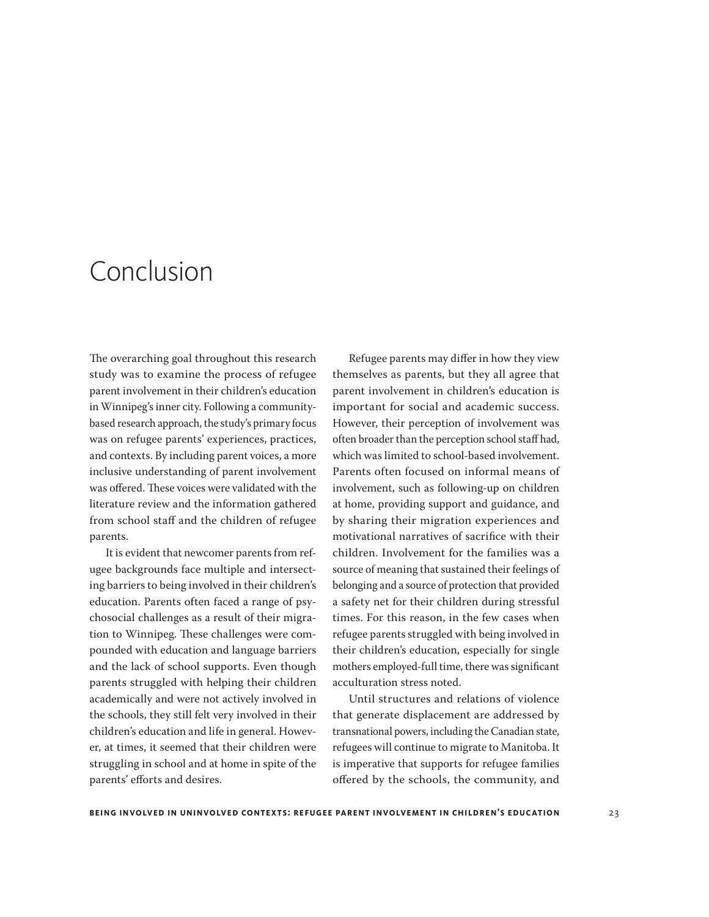# Conclusion

The overarching goal throughout this research study was to examine the process of refugee parent involvement in their children's education in Winnipeg's inner city. Following a community-based research approach, the study's primary focus was on refugee parents' experiences, practices, and contexts. By including parent voices, a more inclusive understanding of parent involvement was offered. These voices were validated with the literature review and the information gathered from school staff and the children of refugee parents.

It is evident that newcomer parents from refugee backgrounds face multiple and intersecting barriers to being involved in their children's education. Parents often faced a range of psychosocial challenges as a result of their migration to Winnipeg. These challenges were compounded with education and language barriers and the lack of school supports. Even though parents struggled with helping their children academically and were not actively involved in the schools, they still felt very involved in their children's education and life in general. However, at times, it seemed that their children were struggling in school and at home in spite of the parents' efforts and desires.

Refugee parents may differ in how they view themselves as parents, but they all agree that parent involvement in children's education is important for social and academic success. However, their perception of involvement was often broader than the perception school staff had, which was limited to school-based involvement. Parents often focused on informal means of involvement, such as following-up on children at home, providing support and guidance, and by sharing their migration experiences and motivational narratives of sacrifice with their children. Involvement for the families was a source of meaning that sustained their feelings of belonging and a source of protection that provided a safety net for their children during stressful times. For this reason, in the few cases when refugee parents struggled with being involved in their children's education, especially for single mothers employed-full time, there was significant acculturation stress noted.

Until structures and relations of violence that generate displacement are addressed by transnational powers, including the Canadian state, refugees will continue to migrate to Manitoba. It is imperative that supports for refugee families offered by the schools, the community, and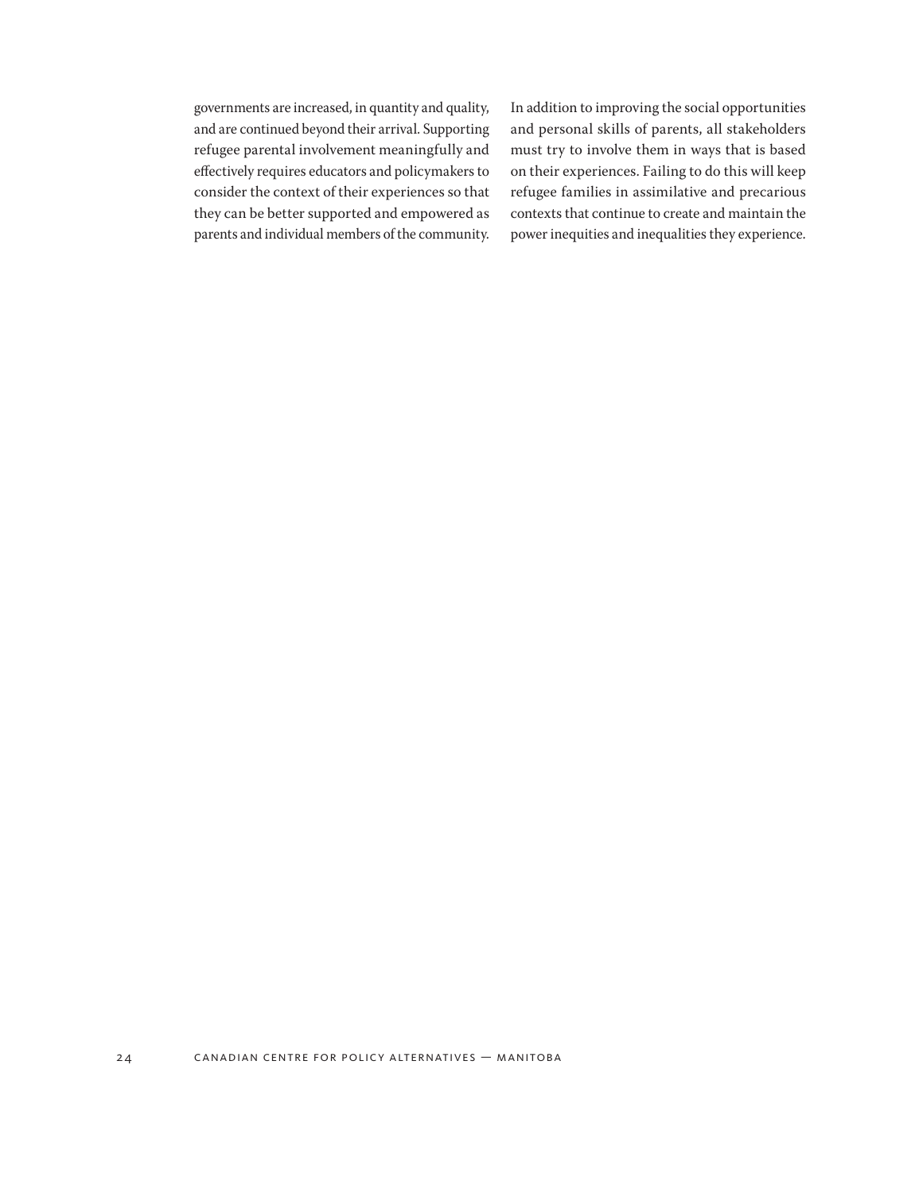governments are increased, in quantity and quality, and are continued beyond their arrival. Supporting refugee parental involvement meaningfully and effectively requires educators and policymakers to consider the context of their experiences so that they can be better supported and empowered as parents and individual members of the community.

In addition to improving the social opportunities and personal skills of parents, all stakeholders must try to involve them in ways that is based on their experiences. Failing to do this will keep refugee families in assimilative and precarious contexts that continue to create and maintain the power inequities and inequalities they experience.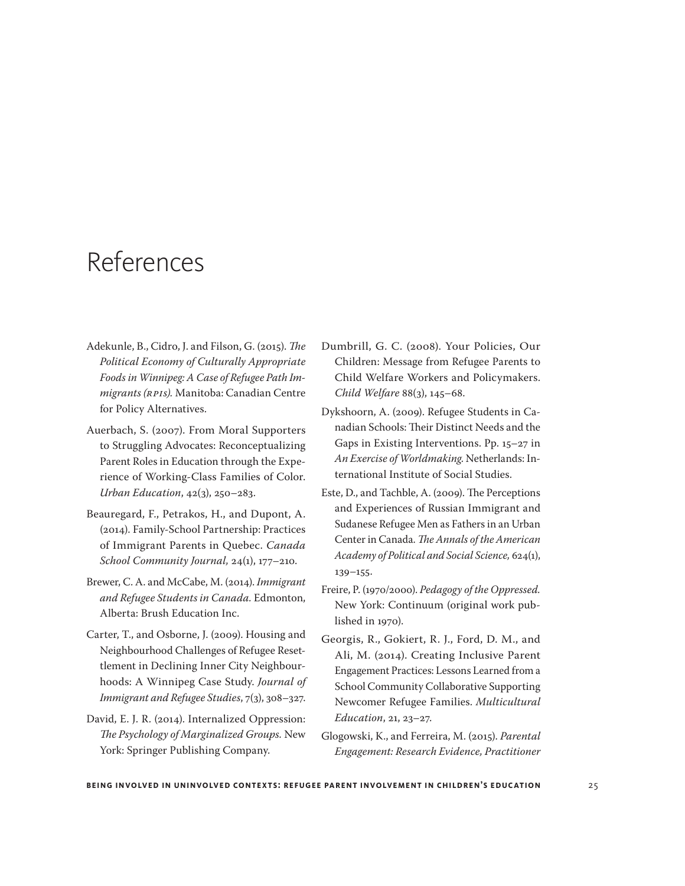# References

Adekunle, B., Cidro, J. and Filson, G. (2015). *The Political Economy of Culturally Appropriate Foods in Winnipeg: A Case of Refugee Path Immigrants (RPIs).* Manitoba: Canadian Centre for Policy Alternatives.

Auerbach, S. (2007). From Moral Supporters to Struggling Advocates: Reconceptualizing Parent Roles in Education through the Experience of Working-Class Families of Color. *Urban Education*, 42(3), 250–283.

Beauregard, F., Petrakos, H., and Dupont, A. (2014). Family-School Partnership: Practices of Immigrant Parents in Quebec. *Canada School Community Journal,* 24(1), 177–210.

Brewer, C. A. and McCabe, M. (2014). *Immigrant and Refugee Students in Canada.* Edmonton, Alberta: Brush Education Inc.

Carter, T., and Osborne, J. (2009). Housing and Neighbourhood Challenges of Refugee Resettlement in Declining Inner City Neighbourhoods: A Winnipeg Case Study. *Journal of Immigrant and Refugee Studies*, 7(3), 308–327.

David, E. J. R. (2014). Internalized Oppression: *The Psychology of Marginalized Groups.* New York: Springer Publishing Company.

Dumbrill, G. C. (2008). Your Policies, Our Children: Message from Refugee Parents to Child Welfare Workers and Policymakers. *Child Welfare* 88(3), 145–68.

Dykshoorn, A. (2009). Refugee Students in Canadian Schools: Their Distinct Needs and the Gaps in Existing Interventions. Pp. 15–27 in *An Exercise of Worldmaking.* Netherlands: International Institute of Social Studies.

Este, D., and Tachble, A. (2009). The Perceptions and Experiences of Russian Immigrant and Sudanese Refugee Men as Fathers in an Urban Center in Canada. *The Annals of the American Academy of Political and Social Science,* 624(1), 139–155.

Freire, P. (1970/2000). *Pedagogy of the Oppressed.* New York: Continuum (original work published in 1970).

Georgis, R., Gokiert, R. J., Ford, D. M., and Ali, M. (2014). Creating Inclusive Parent Engagement Practices: Lessons Learned from a School Community Collaborative Supporting Newcomer Refugee Families. *Multicultural Education*, 21, 23–27.

Glogowski, K., and Ferreira, M. (2015). *Parental Engagement: Research Evidence, Practitioner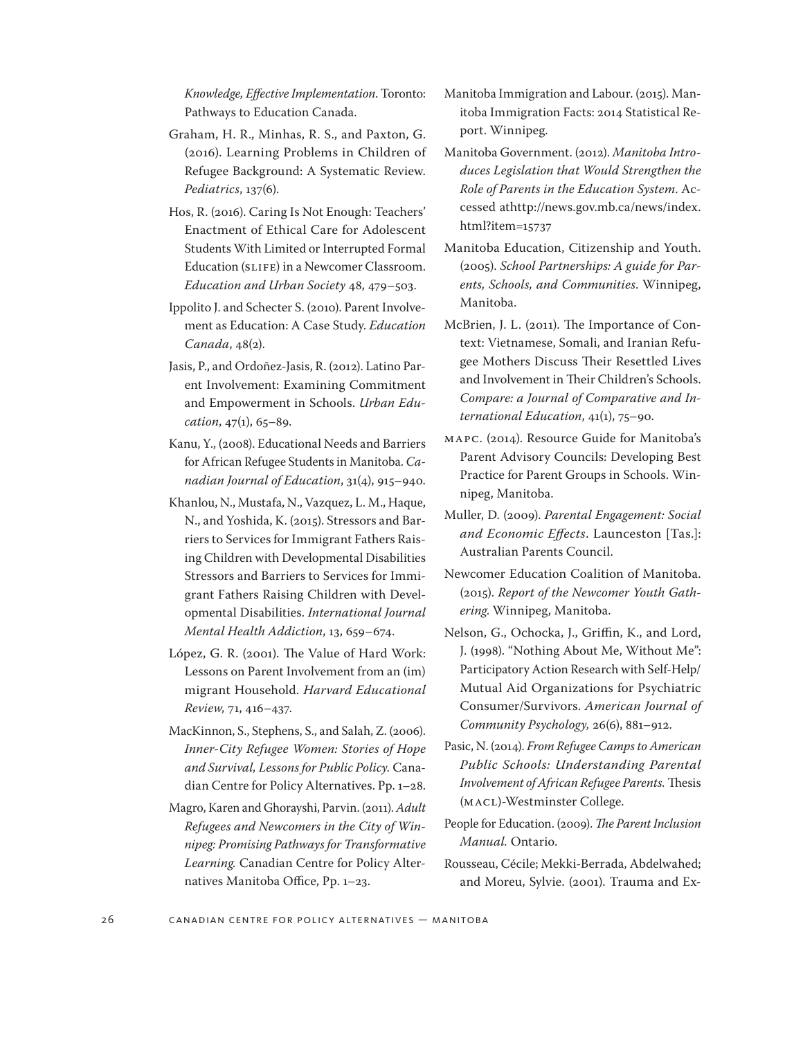*Knowledge, Effective Implementation*. Toronto: Pathways to Education Canada.

Graham, H. R., Minhas, R. S., and Paxton, G. (2016). Learning Problems in Children of Refugee Background: A Systematic Review. *Pediatrics*, 137(6).

Hos, R. (2016). Caring Is Not Enough: Teachers' Enactment of Ethical Care for Adolescent Students With Limited or Interrupted Formal Education (SLIFE) in a Newcomer Classroom. *Education and Urban Society* 48, 479–503.

Ippolito J. and Schecter S. (2010). Parent Involvement as Education: A Case Study. *Education Canada*, 48(2).

Jasis, P., and Ordoñez-Jasis, R. (2012). Latino Parent Involvement: Examining Commitment and Empowerment in Schools. *Urban Education*, 47(1), 65–89.

Kanu, Y., (2008). Educational Needs and Barriers for African Refugee Students in Manitoba. *Canadian Journal of Education*, 31(4), 915–940.

Khanlou, N., Mustafa, N., Vazquez, L. M., Haque, N., and Yoshida, K. (2015). Stressors and Barriers to Services for Immigrant Fathers Raising Children with Developmental Disabilities Stressors and Barriers to Services for Immigrant Fathers Raising Children with Developmental Disabilities. *International Journal Mental Health Addiction*, 13, 659–674.

López, G. R. (2001). The Value of Hard Work: Lessons on Parent Involvement from an (im) migrant Household. *Harvard Educational Review,* 71, 416–437.

MacKinnon, S., Stephens, S., and Salah, Z. (2006). *Inner-City Refugee Women: Stories of Hope and Survival, Lessons for Public Policy.* Canadian Centre for Policy Alternatives. Pp. 1–28.

Magro, Karen and Ghorayshi, Parvin. (2011). *Adult Refugees and Newcomers in the City of Winnipeg: Promising Pathways for Transformative Learning.* Canadian Centre for Policy Alternatives Manitoba Office, Pp. 1–23.

Manitoba Immigration and Labour. (2015). Manitoba Immigration Facts: 2014 Statistical Report. Winnipeg.

Manitoba Government. (2012). *Manitoba Introduces Legislation that Would Strengthen the Role of Parents in the Education System*. Accessed athttp://news.gov.mb.ca/news/index.html?item=15737

Manitoba Education, Citizenship and Youth. (2005). *School Partnerships: A guide for Parents, Schools, and Communities*. Winnipeg, Manitoba.

McBrien, J. L. (2011). The Importance of Context: Vietnamese, Somali, and Iranian Refugee Mothers Discuss Their Resettled Lives and Involvement in Their Children's Schools. *Compare: a Journal of Comparative and International Education*, 41(1), 75–90.

MAPC. (2014). Resource Guide for Manitoba's Parent Advisory Councils: Developing Best Practice for Parent Groups in Schools. Winnipeg, Manitoba.

Muller, D. (2009). *Parental Engagement: Social and Economic Effects*. Launceston [Tas.]: Australian Parents Council.

Newcomer Education Coalition of Manitoba. (2015). *Report of the Newcomer Youth Gathering.* Winnipeg, Manitoba.

Nelson, G., Ochocka, J., Griffin, K., and Lord, J. (1998). "Nothing About Me, Without Me": Participatory Action Research with Self-Help/Mutual Aid Organizations for Psychiatric Consumer/Survivors. *American Journal of Community Psychology,* 26(6), 881–912.

Pasic, N. (2014). *From Refugee Camps to American Public Schools: Understanding Parental Involvement of African Refugee Parents.* Thesis (MACL)-Westminster College.

People for Education. (2009). *The Parent Inclusion Manual.* Ontario.

Rousseau, Cécile; Mekki-Berrada, Abdelwahed; and Moreu, Sylvie. (2001). Trauma and Ex-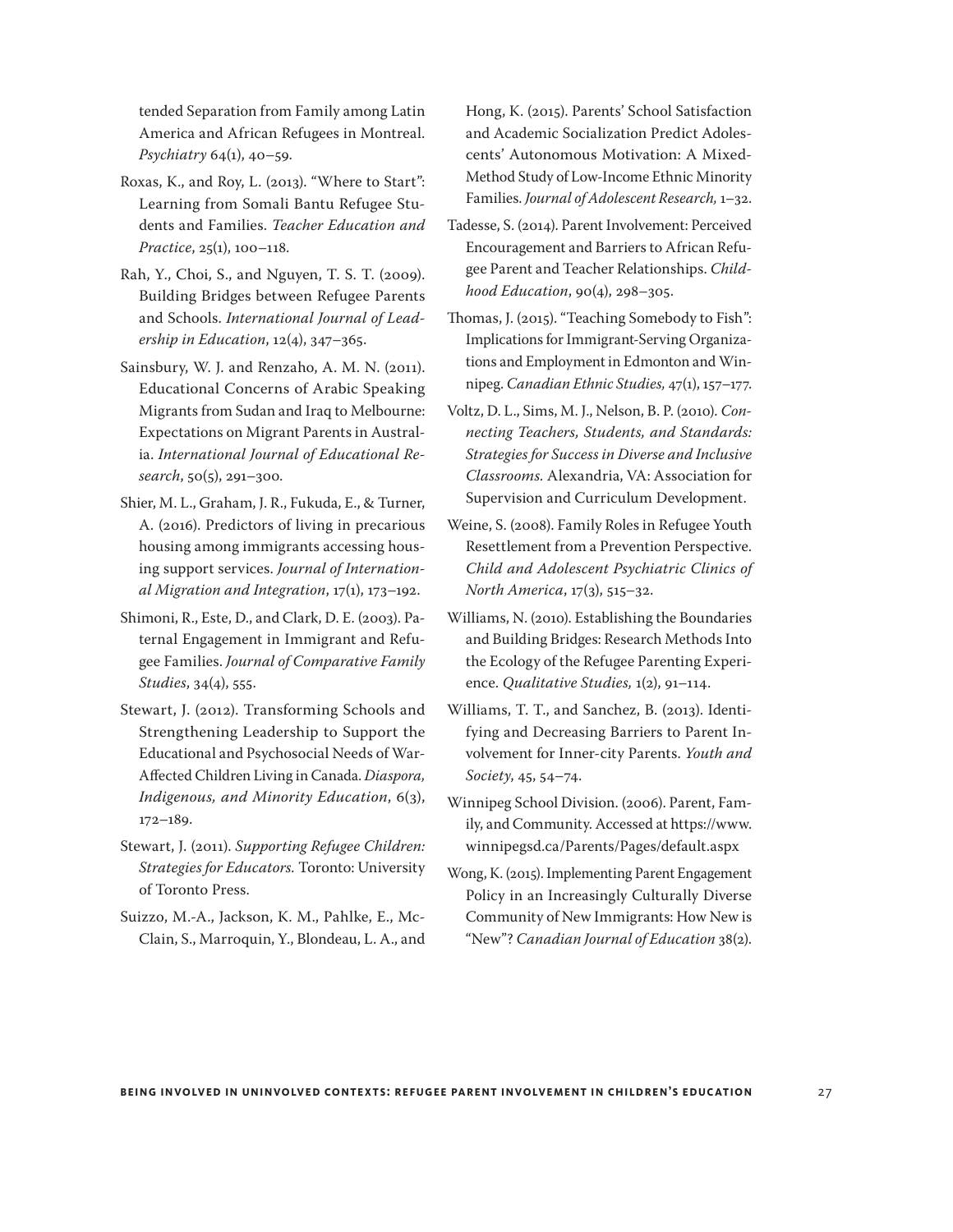tended Separation from Family among Latin America and African Refugees in Montreal. *Psychiatry* 64(1), 40–59.

Roxas, K., and Roy, L. (2013). "Where to Start": Learning from Somali Bantu Refugee Students and Families. *Teacher Education and Practice*, 25(1), 100–118.

Rah, Y., Choi, S., and Nguyen, T. S. T. (2009). Building Bridges between Refugee Parents and Schools. *International Journal of Leadership in Education*, 12(4), 347–365.

Sainsbury, W. J. and Renzaho, A. M. N. (2011). Educational Concerns of Arabic Speaking Migrants from Sudan and Iraq to Melbourne: Expectations on Migrant Parents in Australia. *International Journal of Educational Research*, 50(5), 291–300.

Shier, M. L., Graham, J. R., Fukuda, E., & Turner, A. (2016). Predictors of living in precarious housing among immigrants accessing housing support services. *Journal of International Migration and Integration*, 17(1), 173–192.

Shimoni, R., Este, D., and Clark, D. E. (2003). Paternal Engagement in Immigrant and Refugee Families. *Journal of Comparative Family Studies*, 34(4), 555.

Stewart, J. (2012). Transforming Schools and Strengthening Leadership to Support the Educational and Psychosocial Needs of War-Affected Children Living in Canada. *Diaspora, Indigenous, and Minority Education*, 6(3), 172–189.

Stewart, J. (2011). *Supporting Refugee Children: Strategies for Educators.* Toronto: University of Toronto Press.

Suizzo, M.-A., Jackson, K. M., Pahlke, E., McClain, S., Marroquin, Y., Blondeau, L. A., and Hong, K. (2015). Parents' School Satisfaction and Academic Socialization Predict Adolescents' Autonomous Motivation: A Mixed-Method Study of Low-Income Ethnic Minority Families. *Journal of Adolescent Research,* 1–32.

Tadesse, S. (2014). Parent Involvement: Perceived Encouragement and Barriers to African Refugee Parent and Teacher Relationships. *Childhood Education*, 90(4), 298–305.

Thomas, J. (2015). "Teaching Somebody to Fish": Implications for Immigrant-Serving Organizations and Employment in Edmonton and Winnipeg. *Canadian Ethnic Studies,* 47(1), 157–177.

Voltz, D. L., Sims, M. J., Nelson, B. P. (2010). *Connecting Teachers, Students, and Standards: Strategies for Success in Diverse and Inclusive Classrooms.* Alexandria, VA: Association for Supervision and Curriculum Development.

Weine, S. (2008). Family Roles in Refugee Youth Resettlement from a Prevention Perspective. *Child and Adolescent Psychiatric Clinics of North America*, 17(3), 515–32.

Williams, N. (2010). Establishing the Boundaries and Building Bridges: Research Methods Into the Ecology of the Refugee Parenting Experience. *Qualitative Studies,* 1(2), 91–114.

Williams, T. T., and Sanchez, B. (2013). Identifying and Decreasing Barriers to Parent Involvement for Inner-city Parents. *Youth and Society*, 45, 54–74.

Winnipeg School Division. (2006). Parent, Family, and Community. Accessed at https://www.winnipegsd.ca/Parents/Pages/default.aspx

Wong, K. (2015). Implementing Parent Engagement Policy in an Increasingly Culturally Diverse Community of New Immigrants: How New is "New"? *Canadian Journal of Education* 38(2).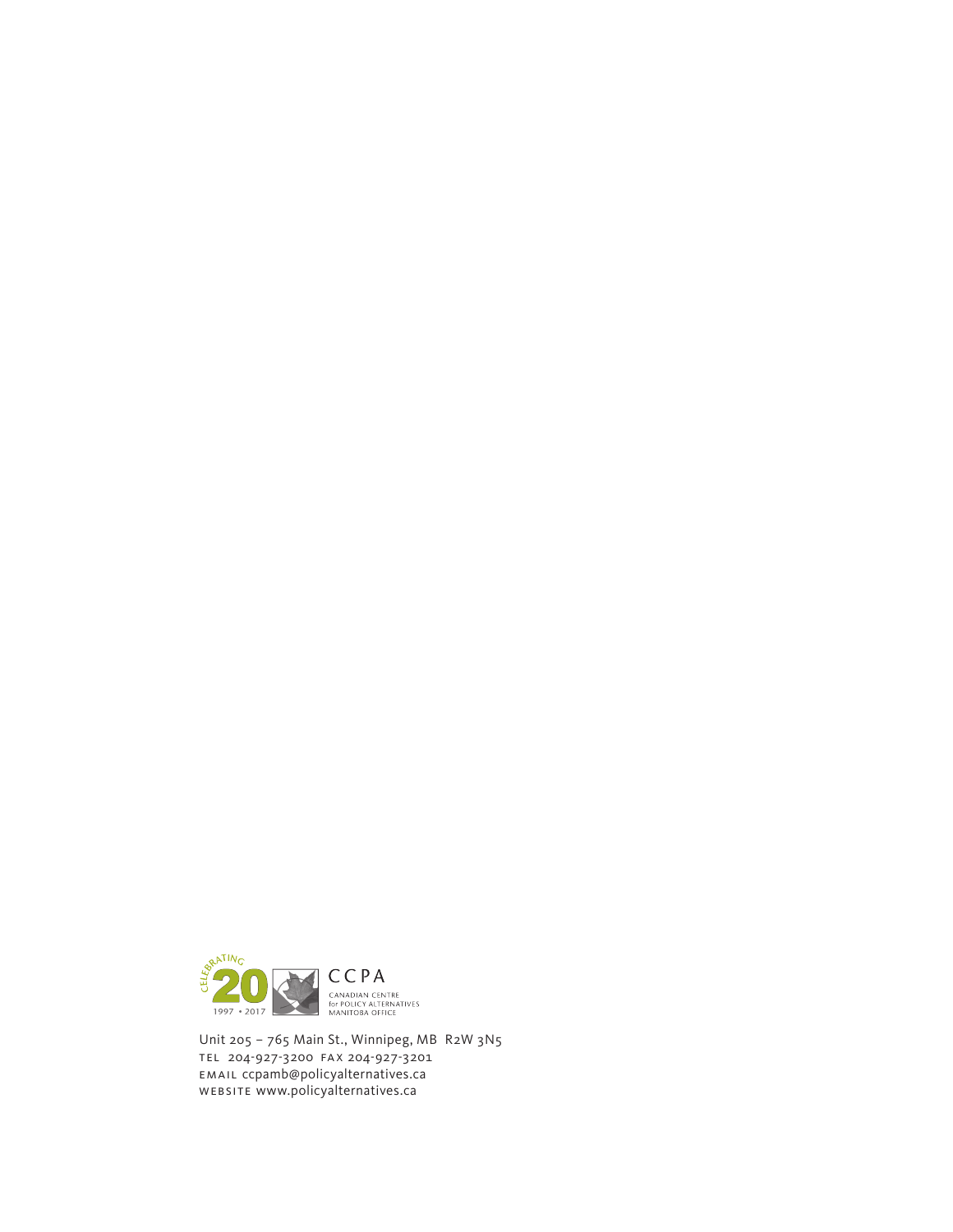CELEBRATING 20

1997 • 2017

CCPA

CANADIAN CENTRE
for POLICY ALTERNATIVES
MANITOBA OFFICE

Unit 205 – 765 Main St., Winnipeg, MB R2W 3N5
TEL 204-927-3200 FAX 204-927-3201
EMAIL ccpamb@policyalternatives.ca
WEBSITE www.policyalternatives.ca